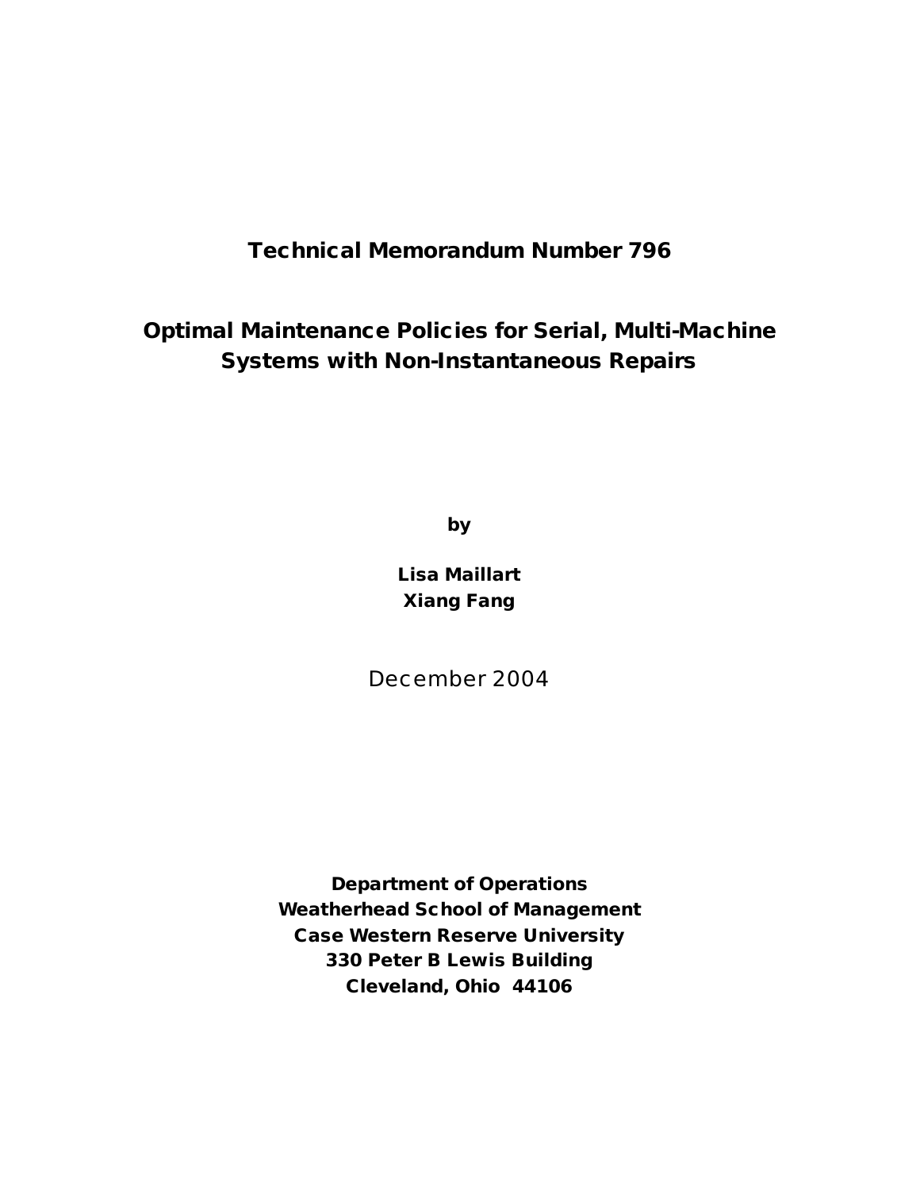**Technical Memorandum Number 796**

# Optimal Maintenance Policies for Serial, Multi-Machine Systems with Non-Instantaneous Repairs

**by**

**Lisa Maillart**
**Xiang Fang**

December 2004

**Department of Operations**
**Weatherhead School of Management**
**Case Western Reserve University**
**330 Peter B Lewis Building**
**Cleveland, Ohio 44106**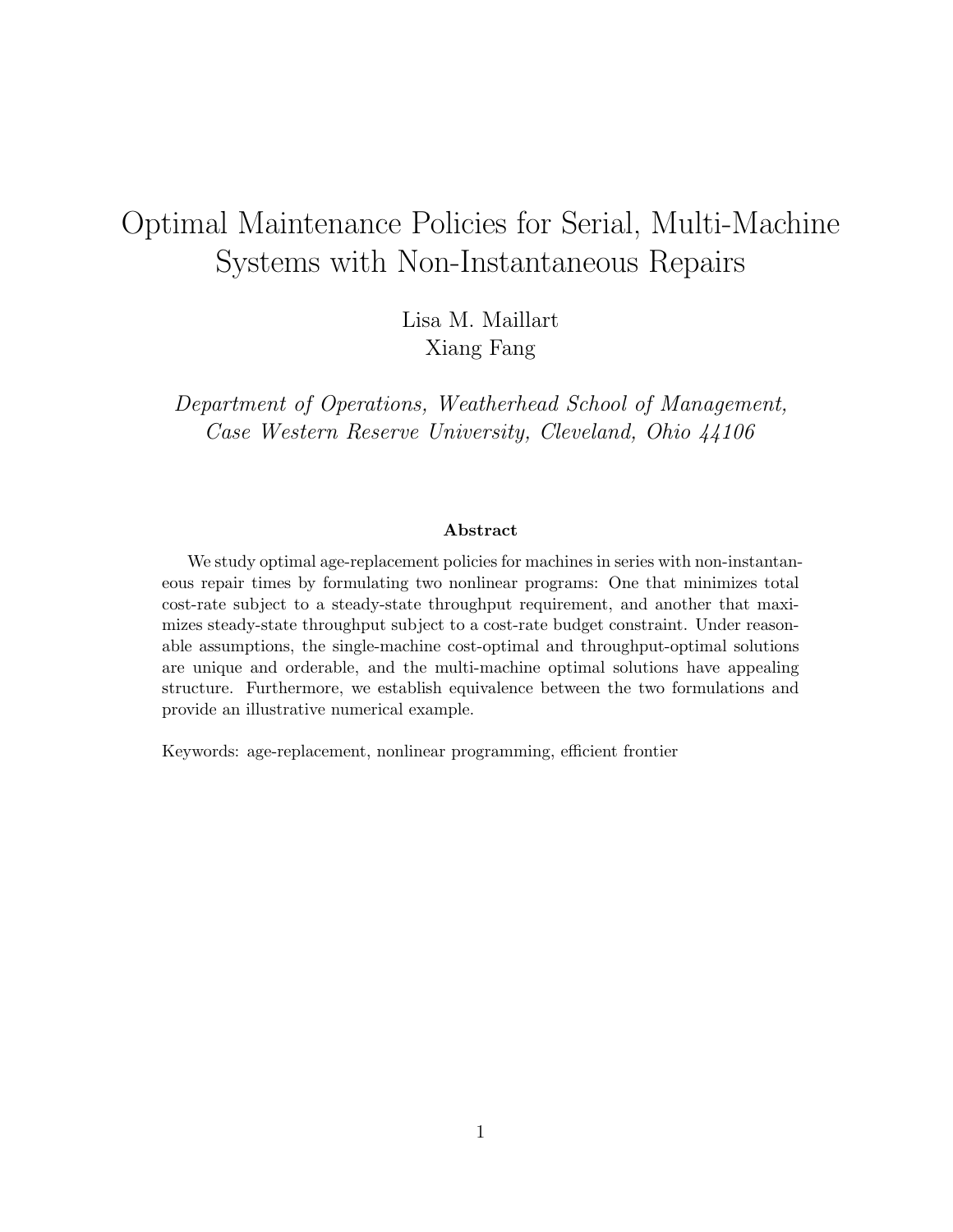# Optimal Maintenance Policies for Serial, Multi-Machine Systems with Non-Instantaneous Repairs

Lisa M. Maillart
Xiang Fang

*Department of Operations, Weatherhead School of Management, Case Western Reserve University, Cleveland, Ohio 44106*

**Abstract**

We study optimal age-replacement policies for machines in series with non-instantaneous repair times by formulating two nonlinear programs: One that minimizes total cost-rate subject to a steady-state throughput requirement, and another that maximizes steady-state throughput subject to a cost-rate budget constraint. Under reasonable assumptions, the single-machine cost-optimal and throughput-optimal solutions are unique and orderable, and the multi-machine optimal solutions have appealing structure. Furthermore, we establish equivalence between the two formulations and provide an illustrative numerical example.

Keywords: age-replacement, nonlinear programming, efficient frontier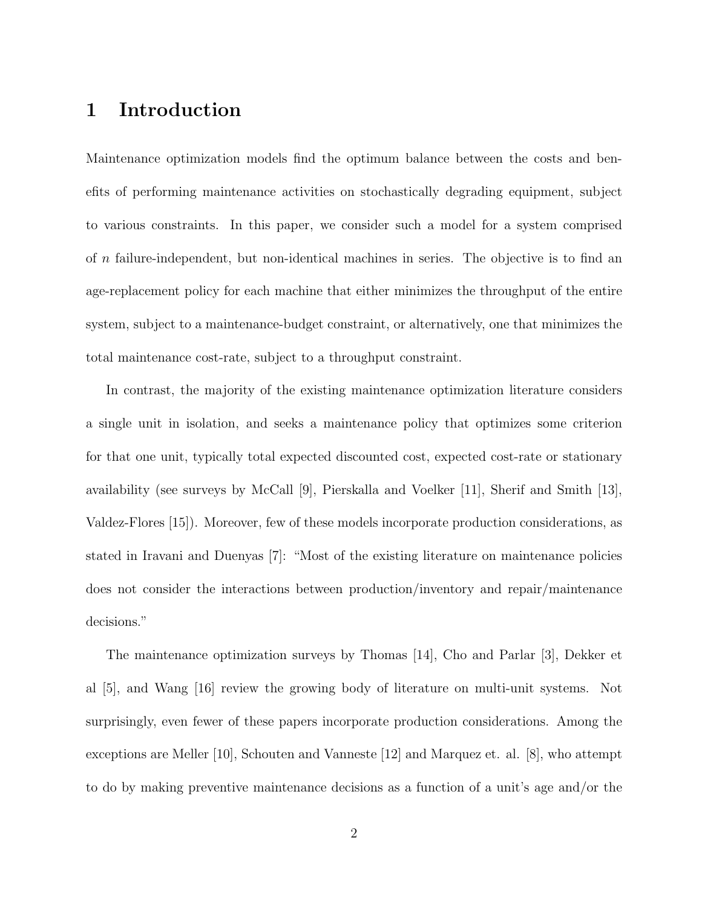# 1 Introduction

Maintenance optimization models find the optimum balance between the costs and benefits of performing maintenance activities on stochastically degrading equipment, subject to various constraints. In this paper, we consider such a model for a system comprised of $n$ failure-independent, but non-identical machines in series. The objective is to find an age-replacement policy for each machine that either minimizes the throughput of the entire system, subject to a maintenance-budget constraint, or alternatively, one that minimizes the total maintenance cost-rate, subject to a throughput constraint.

In contrast, the majority of the existing maintenance optimization literature considers a single unit in isolation, and seeks a maintenance policy that optimizes some criterion for that one unit, typically total expected discounted cost, expected cost-rate or stationary availability (see surveys by McCall [9], Pierskalla and Voelker [11], Sherif and Smith [13], Valdez-Flores [15]). Moreover, few of these models incorporate production considerations, as stated in Iravani and Duenyas [7]: "Most of the existing literature on maintenance policies does not consider the interactions between production/inventory and repair/maintenance decisions."

The maintenance optimization surveys by Thomas [14], Cho and Parlar [3], Dekker et al [5], and Wang [16] review the growing body of literature on multi-unit systems. Not surprisingly, even fewer of these papers incorporate production considerations. Among the exceptions are Meller [10], Schouten and Vanneste [12] and Marquez et. al. [8], who attempt to do by making preventive maintenance decisions as a function of a unit's age and/or the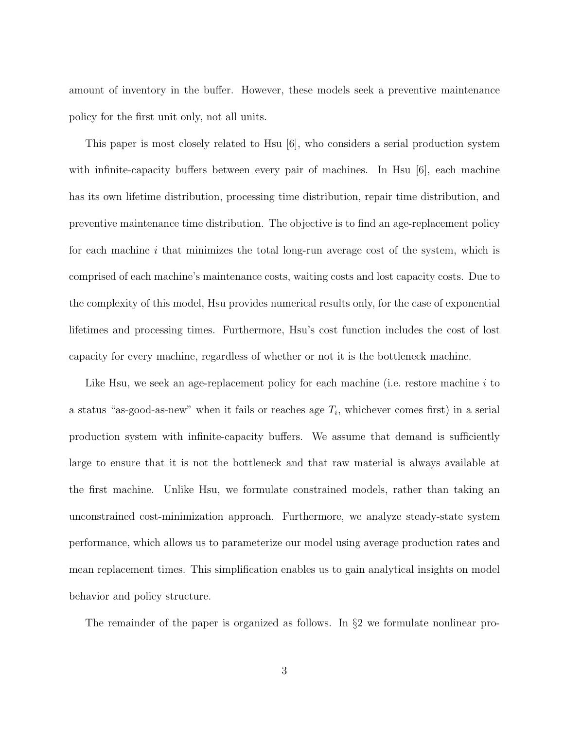amount of inventory in the buffer. However, these models seek a preventive maintenance policy for the first unit only, not all units.

This paper is most closely related to Hsu [6], who considers a serial production system with infinite-capacity buffers between every pair of machines. In Hsu [6], each machine has its own lifetime distribution, processing time distribution, repair time distribution, and preventive maintenance time distribution. The objective is to find an age-replacement policy for each machine $i$ that minimizes the total long-run average cost of the system, which is comprised of each machine's maintenance costs, waiting costs and lost capacity costs. Due to the complexity of this model, Hsu provides numerical results only, for the case of exponential lifetimes and processing times. Furthermore, Hsu's cost function includes the cost of lost capacity for every machine, regardless of whether or not it is the bottleneck machine.

Like Hsu, we seek an age-replacement policy for each machine (i.e. restore machine $i$ to a status "as-good-as-new" when it fails or reaches age $T_i$, whichever comes first) in a serial production system with infinite-capacity buffers. We assume that demand is sufficiently large to ensure that it is not the bottleneck and that raw material is always available at the first machine. Unlike Hsu, we formulate constrained models, rather than taking an unconstrained cost-minimization approach. Furthermore, we analyze steady-state system performance, which allows us to parameterize our model using average production rates and mean replacement times. This simplification enables us to gain analytical insights on model behavior and policy structure.

The remainder of the paper is organized as follows. In §2 we formulate nonlinear pro-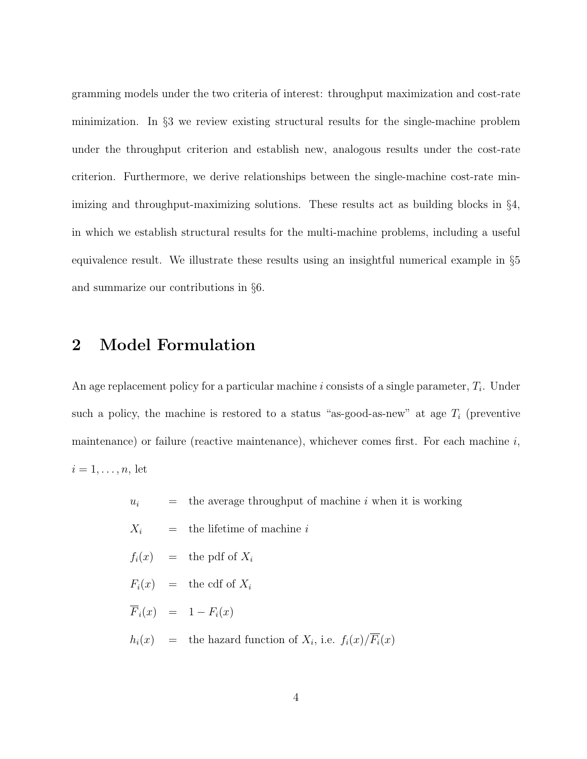gramming models under the two criteria of interest: throughput maximization and cost-rate minimization. In §3 we review existing structural results for the single-machine problem under the throughput criterion and establish new, analogous results under the cost-rate criterion. Furthermore, we derive relationships between the single-machine cost-rate minimizing and throughput-maximizing solutions. These results act as building blocks in §4, in which we establish structural results for the multi-machine problems, including a useful equivalence result. We illustrate these results using an insightful numerical example in §5 and summarize our contributions in §6.

## 2 Model Formulation

An age replacement policy for a particular machine $i$ consists of a single parameter, $T_i$. Under such a policy, the machine is restored to a status "as-good-as-new" at age $T_i$ (preventive maintenance) or failure (reactive maintenance), whichever comes first. For each machine $i$, $i = 1, \ldots, n$, let

$u_i$ = the average throughput of machine $i$ when it is working

$X_i$ = the lifetime of machine $i$

$f_i(x)$ = the pdf of $X_i$

$F_i(x)$ = the cdf of $X_i$

$\overline{F}_i(x)$ = $1 - F_i(x)$

$h_i(x)$ = the hazard function of $X_i$, i.e. $f_i(x)/\overline{F_i}(x)$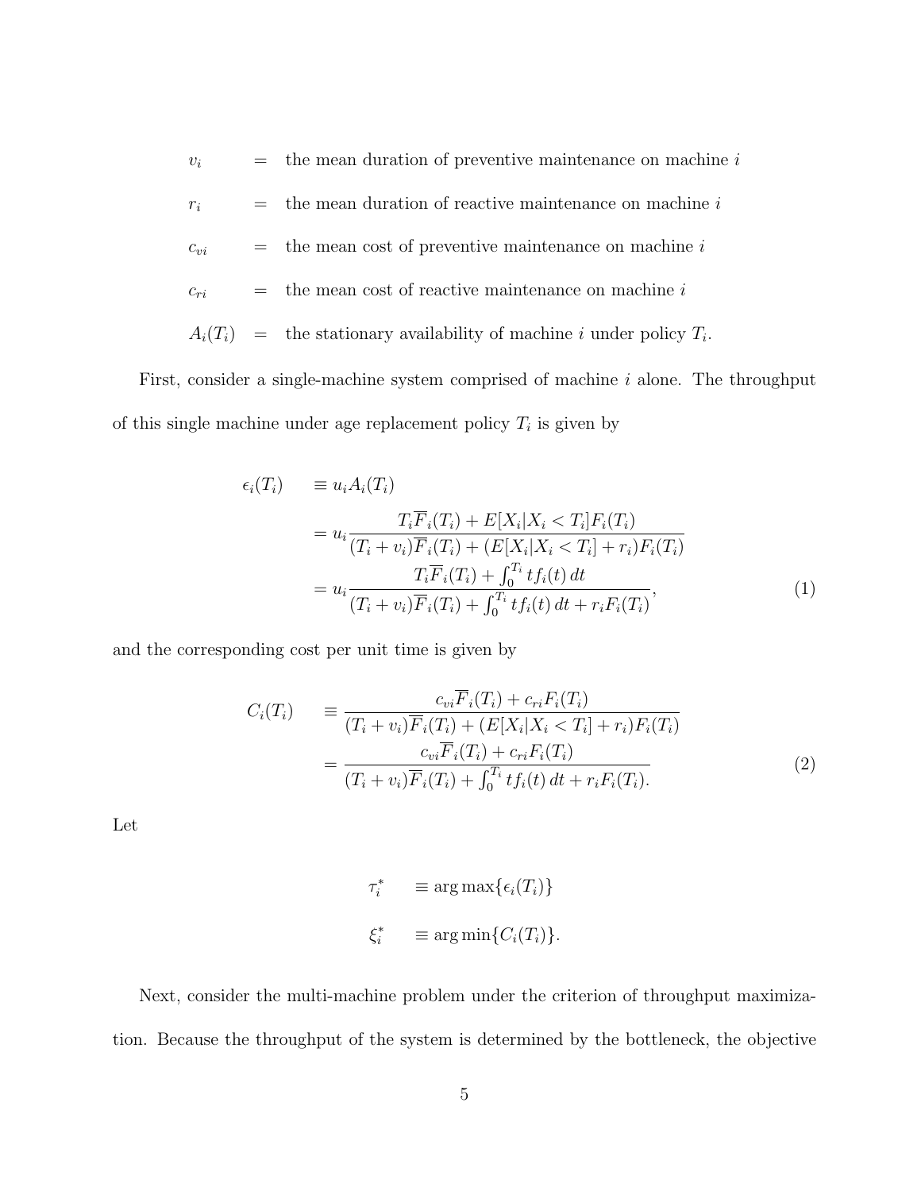$v_i$ = the mean duration of preventive maintenance on machine $i$

$r_i$ = the mean duration of reactive maintenance on machine $i$

$c_{vi}$ = the mean cost of preventive maintenance on machine $i$

$c_{ri}$ = the mean cost of reactive maintenance on machine $i$

$A_i(T_i)$ = the stationary availability of machine $i$ under policy $T_i$.

First, consider a single-machine system comprised of machine $i$ alone. The throughput of this single machine under age replacement policy $T_i$ is given by

$$
\begin{aligned}
\epsilon_i(T_i) &\equiv u_i A_i(T_i) \\
&= u_i \frac{T_i \overline{F}_i(T_i) + E[X_i | X_i < T_i] F_i(T_i)}{(T_i + v_i)\overline{F}_i(T_i) + (E[X_i | X_i < T_i] + r_i) F_i(T_i)} \\
&= u_i \frac{T_i \overline{F}_i(T_i) + \int_0^{T_i} t f_i(t)\, dt}{(T_i + v_i)\overline{F}_i(T_i) + \int_0^{T_i} t f_i(t)\, dt + r_i F_i(T_i)},
\end{aligned}
\tag{1}
$$

and the corresponding cost per unit time is given by

$$
\begin{aligned}
C_i(T_i) &\equiv \frac{c_{vi}\overline{F}_i(T_i) + c_{ri} F_i(T_i)}{(T_i + v_i)\overline{F}_i(T_i) + (E[X_i | X_i < T_i] + r_i) F_i(T_i)} \\
&= \frac{c_{vi}\overline{F}_i(T_i) + c_{ri} F_i(T_i)}{(T_i + v_i)\overline{F}_i(T_i) + \int_0^{T_i} t f_i(t)\, dt + r_i F_i(T_i).}
\end{aligned}
\tag{2}
$$

Let

$$
\begin{aligned}
\tau_i^* &\equiv \arg\max\{\epsilon_i(T_i)\} \\
\xi_i^* &\equiv \arg\min\{C_i(T_i)\}.
\end{aligned}
$$

Next, consider the multi-machine problem under the criterion of throughput maximization. Because the throughput of the system is determined by the bottleneck, the objective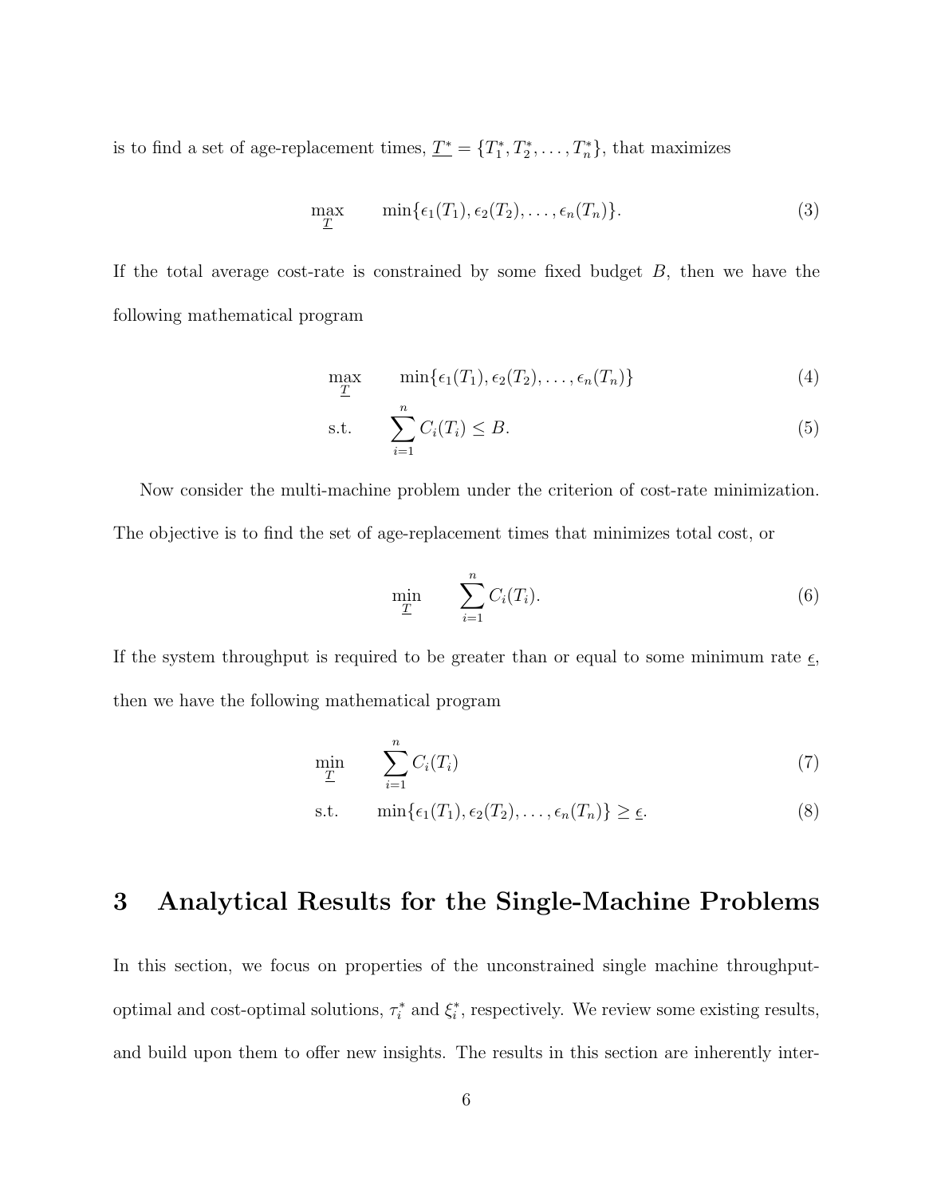is to find a set of age-replacement times, $\underline{T}^* = \{T_1^*, T_2^*, \ldots, T_n^*\}$, that maximizes

$$\max_{\underline{T}} \quad \min\{\epsilon_1(T_1), \epsilon_2(T_2), \ldots, \epsilon_n(T_n)\}. \tag{3}$$

If the total average cost-rate is constrained by some fixed budget $B$, then we have the following mathematical program

$$\max_{\underline{T}} \quad \min\{\epsilon_1(T_1), \epsilon_2(T_2), \ldots, \epsilon_n(T_n)\} \tag{4}$$

$$\text{s.t.} \quad \sum_{i=1}^{n} C_i(T_i) \leq B. \tag{5}$$

Now consider the multi-machine problem under the criterion of cost-rate minimization. The objective is to find the set of age-replacement times that minimizes total cost, or

$$\min_{\underline{T}} \quad \sum_{i=1}^{n} C_i(T_i). \tag{6}$$

If the system throughput is required to be greater than or equal to some minimum rate $\underline{\epsilon}$, then we have the following mathematical program

$$\min_{\underline{T}} \quad \sum_{i=1}^{n} C_i(T_i) \tag{7}$$

$$\text{s.t.} \quad \min\{\epsilon_1(T_1), \epsilon_2(T_2), \ldots, \epsilon_n(T_n)\} \geq \underline{\epsilon}. \tag{8}$$

## 3 Analytical Results for the Single-Machine Problems

In this section, we focus on properties of the unconstrained single machine throughput-optimal and cost-optimal solutions, $\tau_i^*$ and $\xi_i^*$, respectively. We review some existing results, and build upon them to offer new insights. The results in this section are inherently inter-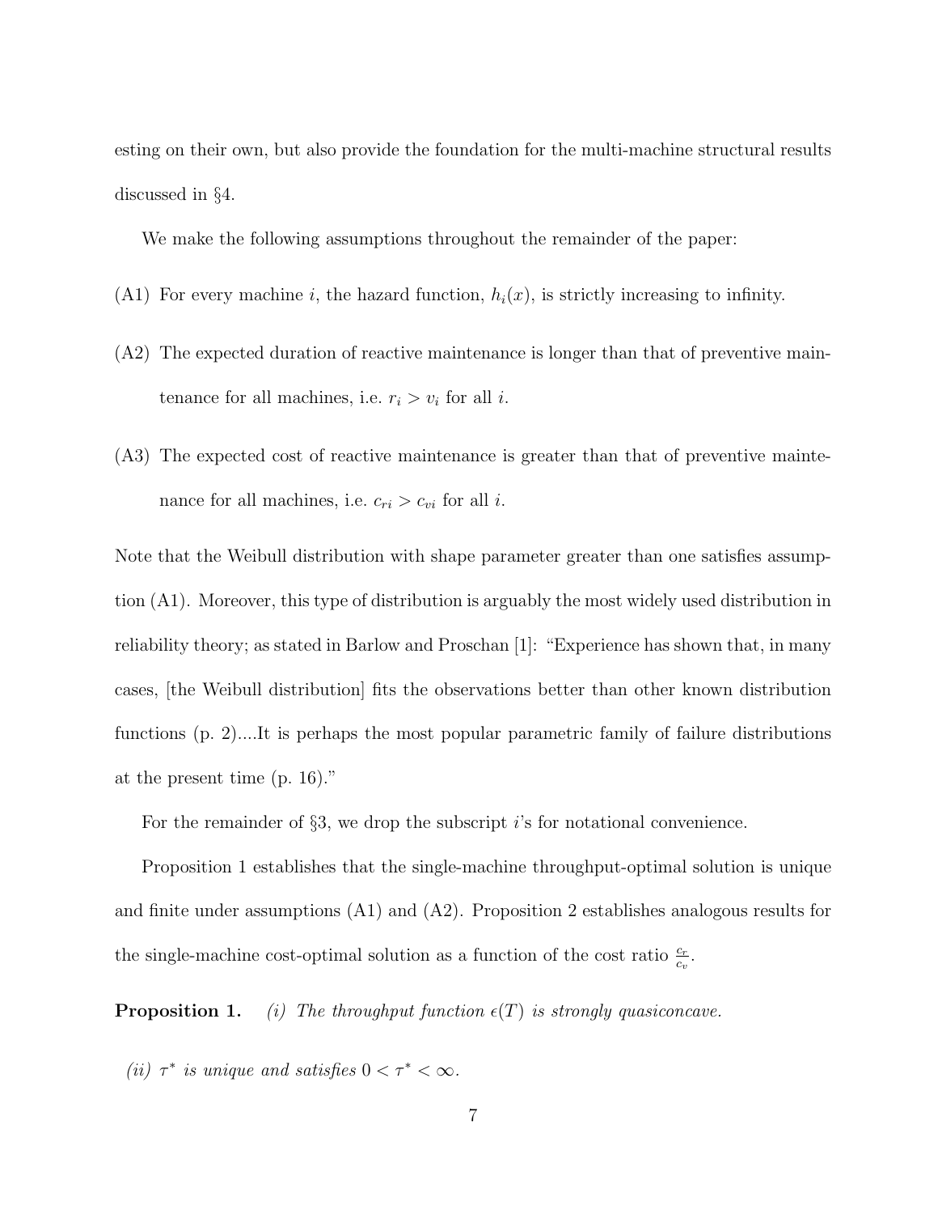esting on their own, but also provide the foundation for the multi-machine structural results discussed in §4.

We make the following assumptions throughout the remainder of the paper:

(A1) For every machine $i$, the hazard function, $h_i(x)$, is strictly increasing to infinity.

(A2) The expected duration of reactive maintenance is longer than that of preventive maintenance for all machines, i.e. $r_i > v_i$ for all $i$.

(A3) The expected cost of reactive maintenance is greater than that of preventive maintenance for all machines, i.e. $c_{ri} > c_{vi}$ for all $i$.

Note that the Weibull distribution with shape parameter greater than one satisfies assumption (A1). Moreover, this type of distribution is arguably the most widely used distribution in reliability theory; as stated in Barlow and Proschan [1]: "Experience has shown that, in many cases, [the Weibull distribution] fits the observations better than other known distribution functions (p. 2)....It is perhaps the most popular parametric family of failure distributions at the present time (p. 16)."

For the remainder of §3, we drop the subscript $i$'s for notational convenience.

Proposition 1 establishes that the single-machine throughput-optimal solution is unique and finite under assumptions (A1) and (A2). Proposition 2 establishes analogous results for the single-machine cost-optimal solution as a function of the cost ratio $\frac{c_r}{c_v}$.

**Proposition 1.** *(i) The throughput function $\epsilon(T)$ is strongly quasiconcave.*

*(ii) $\tau^*$ is unique and satisfies $0 < \tau^* < \infty$.*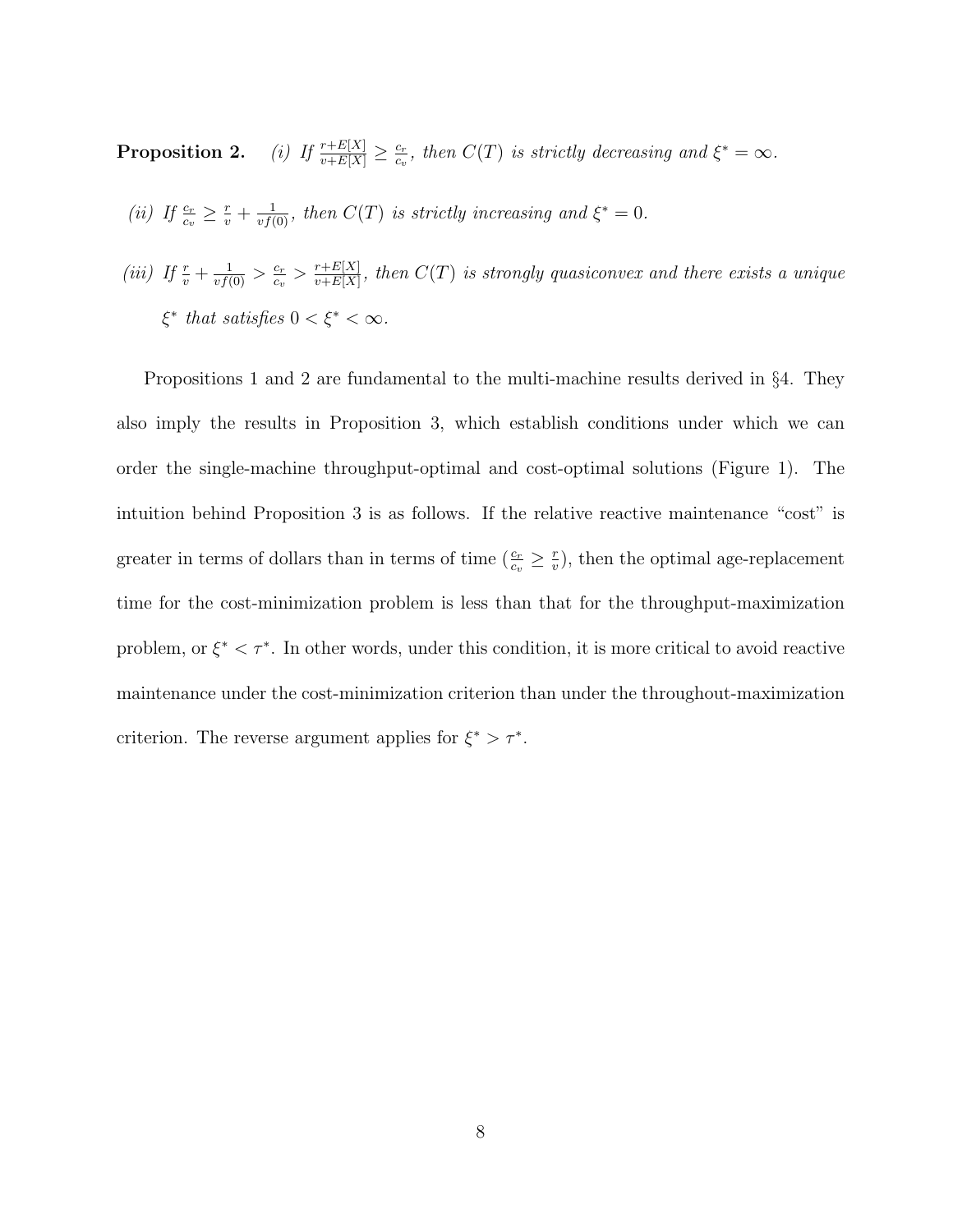**Proposition 2.** *(i) If $\frac{r+E[X]}{v+E[X]} \geq \frac{c_r}{c_v}$, then $C(T)$ is strictly decreasing and $\xi^* = \infty$.*

*(ii) If $\frac{c_r}{c_v} \geq \frac{r}{v} + \frac{1}{vf(0)}$, then $C(T)$ is strictly increasing and $\xi^* = 0$.*

*(iii) If $\frac{r}{v} + \frac{1}{vf(0)} > \frac{c_r}{c_v} > \frac{r+E[X]}{v+E[X]}$, then $C(T)$ is strongly quasiconvex and there exists a unique $\xi^*$ that satisfies $0 < \xi^* < \infty$.*

Propositions 1 and 2 are fundamental to the multi-machine results derived in §4. They also imply the results in Proposition 3, which establish conditions under which we can order the single-machine throughput-optimal and cost-optimal solutions (Figure 1). The intuition behind Proposition 3 is as follows. If the relative reactive maintenance "cost" is greater in terms of dollars than in terms of time ($\frac{c_r}{c_v} \geq \frac{r}{v}$), then the optimal age-replacement time for the cost-minimization problem is less than that for the throughput-maximization problem, or $\xi^* < \tau^*$. In other words, under this condition, it is more critical to avoid reactive maintenance under the cost-minimization criterion than under the throughout-maximization criterion. The reverse argument applies for $\xi^* > \tau^*$.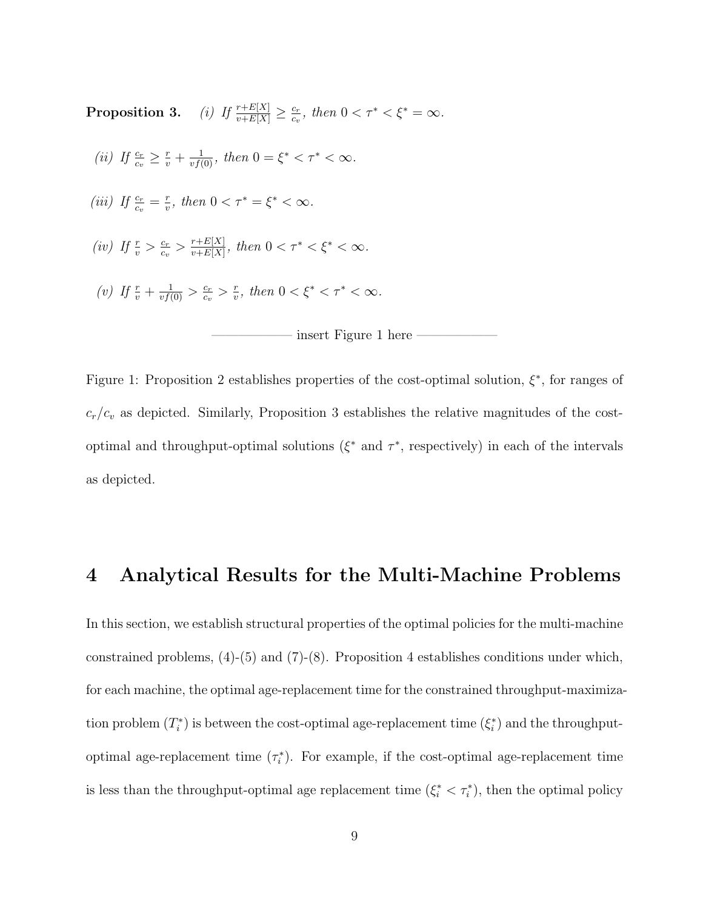**Proposition 3.** *(i) If* $\frac{r+E[X]}{v+E[X]} \geq \frac{c_r}{c_v}$*, then* $0 < \tau^* < \xi^* = \infty$.

*(ii) If* $\frac{c_r}{c_v} \geq \frac{r}{v} + \frac{1}{vf(0)}$*, then* $0 = \xi^* < \tau^* < \infty$.

*(iii) If* $\frac{c_r}{c_v} = \frac{r}{v}$*, then* $0 < \tau^* = \xi^* < \infty$.

*(iv) If* $\frac{r}{v} > \frac{c_r}{c_v} > \frac{r+E[X]}{v+E[X]}$*, then* $0 < \tau^* < \xi^* < \infty$.

*(v) If* $\frac{r}{v} + \frac{1}{vf(0)} > \frac{c_r}{c_v} > \frac{r}{v}$*, then* $0 < \xi^* < \tau^* < \infty$.

—————— insert Figure 1 here ——————

Figure 1: Proposition 2 establishes properties of the cost-optimal solution, $\xi^*$, for ranges of $c_r/c_v$ as depicted. Similarly, Proposition 3 establishes the relative magnitudes of the cost-optimal and throughput-optimal solutions ($\xi^*$ and $\tau^*$, respectively) in each of the intervals as depicted.

# 4 Analytical Results for the Multi-Machine Problems

In this section, we establish structural properties of the optimal policies for the multi-machine constrained problems, (4)-(5) and (7)-(8). Proposition 4 establishes conditions under which, for each machine, the optimal age-replacement time for the constrained throughput-maximization problem ($T_i^*$) is between the cost-optimal age-replacement time ($\xi_i^*$) and the throughput-optimal age-replacement time ($\tau_i^*$). For example, if the cost-optimal age-replacement time is less than the throughput-optimal age replacement time ($\xi_i^* < \tau_i^*$), then the optimal policy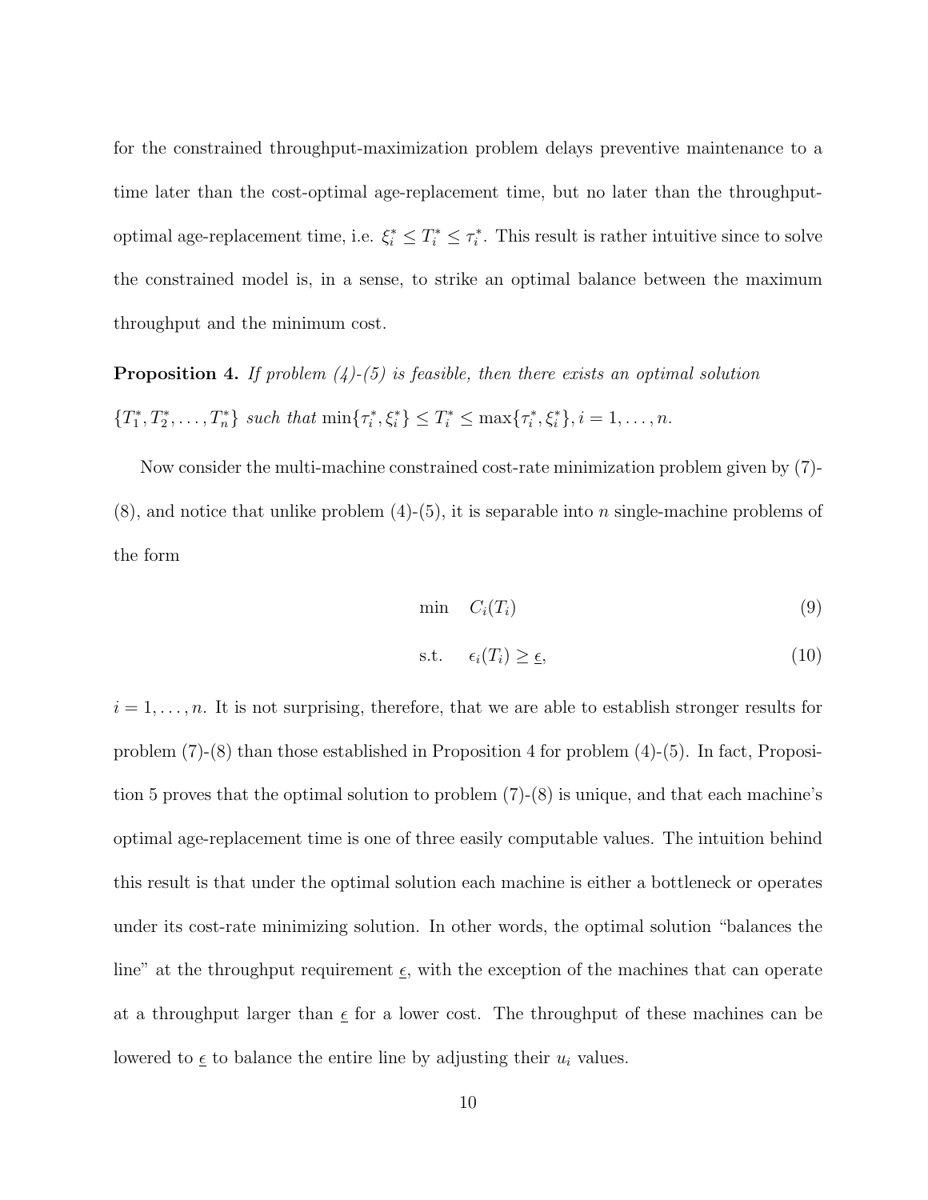for the constrained throughput-maximization problem delays preventive maintenance to a time later than the cost-optimal age-replacement time, but no later than the throughput-optimal age-replacement time, i.e. $\xi_i^* \leq T_i^* \leq \tau_i^*$. This result is rather intuitive since to solve the constrained model is, in a sense, to strike an optimal balance between the maximum throughput and the minimum cost.

**Proposition 4.** *If problem (4)-(5) is feasible, then there exists an optimal solution* $\{T_1^*, T_2^*, \ldots, T_n^*\}$ *such that* $\min\{\tau_i^*, \xi_i^*\} \leq T_i^* \leq \max\{\tau_i^*, \xi_i^*\}, i = 1, \ldots, n.$

Now consider the multi-machine constrained cost-rate minimization problem given by (7)-(8), and notice that unlike problem (4)-(5), it is separable into $n$ single-machine problems of the form

$$\min \quad C_i(T_i) \tag{9}$$

$$\text{s.t.} \quad \epsilon_i(T_i) \geq \underline{\epsilon}, \tag{10}$$

$i = 1, \ldots, n$. It is not surprising, therefore, that we are able to establish stronger results for problem (7)-(8) than those established in Proposition 4 for problem (4)-(5). In fact, Proposition 5 proves that the optimal solution to problem (7)-(8) is unique, and that each machine's optimal age-replacement time is one of three easily computable values. The intuition behind this result is that under the optimal solution each machine is either a bottleneck or operates under its cost-rate minimizing solution. In other words, the optimal solution "balances the line" at the throughput requirement $\underline{\epsilon}$, with the exception of the machines that can operate at a throughput larger than $\underline{\epsilon}$ for a lower cost. The throughput of these machines can be lowered to $\underline{\epsilon}$ to balance the entire line by adjusting their $u_i$ values.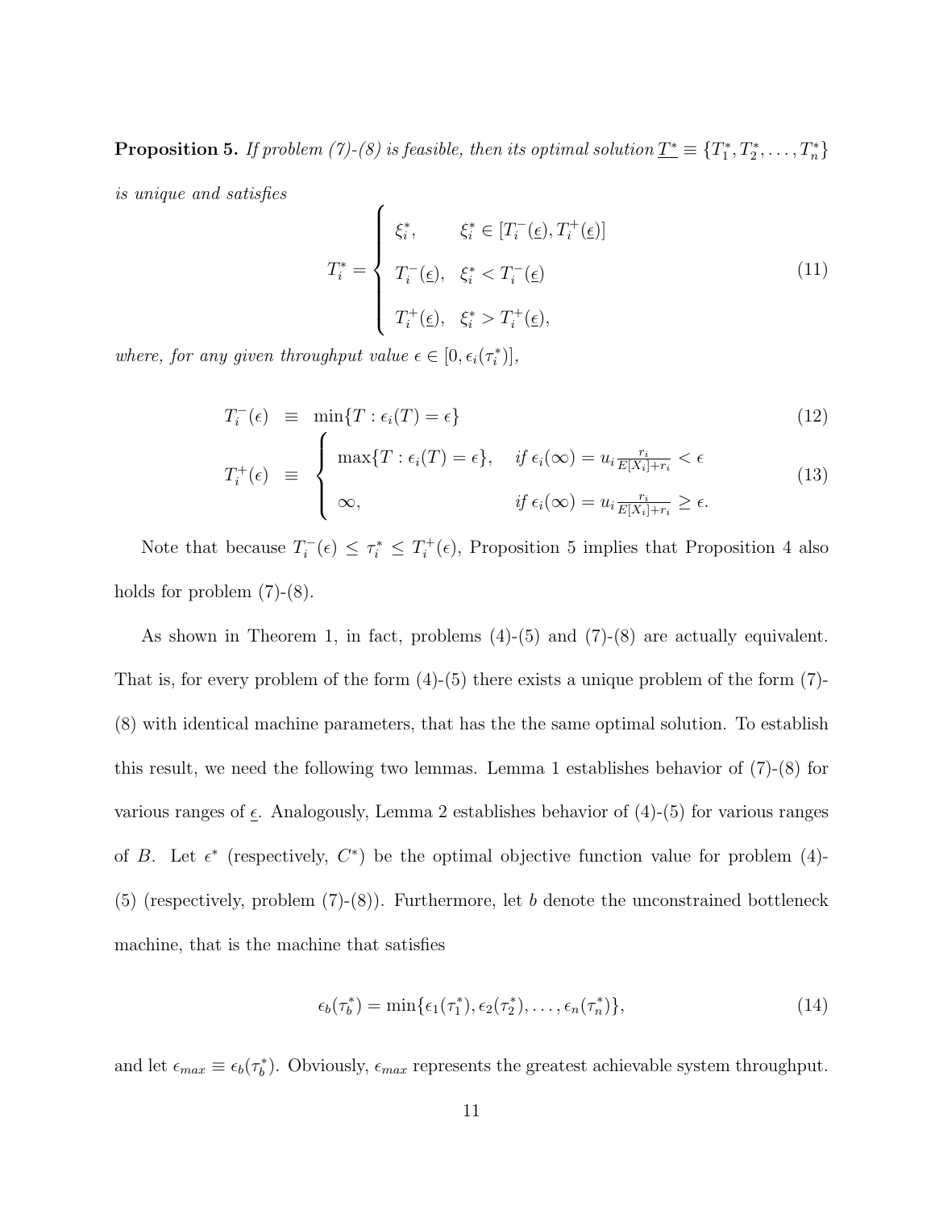**Proposition 5.** *If problem (7)-(8) is feasible, then its optimal solution* $\underline{T}^* \equiv \{T_1^*, T_2^*, \ldots, T_n^*\}$ *is unique and satisfies*

$$T_i^* = \begin{cases} \xi_i^*, & \xi_i^* \in [T_i^-(\underline{\epsilon}), T_i^+(\underline{\epsilon})] \\ T_i^-(\underline{\epsilon}), & \xi_i^* < T_i^-(\underline{\epsilon}) \\ T_i^+(\underline{\epsilon}), & \xi_i^* > T_i^+(\underline{\epsilon}), \end{cases} \tag{11}$$

*where, for any given throughput value* $\epsilon \in [0, \epsilon_i(\tau_i^*)]$,

$$T_i^-(\epsilon) \equiv \min\{T : \epsilon_i(T) = \epsilon\} \tag{12}$$

$$T_i^+(\epsilon) \equiv \begin{cases} \max\{T : \epsilon_i(T) = \epsilon\}, & \textit{if } \epsilon_i(\infty) = u_i \frac{r_i}{E[X_i]+r_i} < \epsilon \\ \infty, & \textit{if } \epsilon_i(\infty) = u_i \frac{r_i}{E[X_i]+r_i} \geq \epsilon. \end{cases} \tag{13}$$

Note that because $T_i^-(\epsilon) \leq \tau_i^* \leq T_i^+(\epsilon)$, Proposition 5 implies that Proposition 4 also holds for problem (7)-(8).

As shown in Theorem 1, in fact, problems (4)-(5) and (7)-(8) are actually equivalent. That is, for every problem of the form (4)-(5) there exists a unique problem of the form (7)-(8) with identical machine parameters, that has the the same optimal solution. To establish this result, we need the following two lemmas. Lemma 1 establishes behavior of (7)-(8) for various ranges of $\underline{\epsilon}$. Analogously, Lemma 2 establishes behavior of (4)-(5) for various ranges of $B$. Let $\epsilon^*$ (respectively, $C^*$) be the optimal objective function value for problem (4)-(5) (respectively, problem (7)-(8)). Furthermore, let $b$ denote the unconstrained bottleneck machine, that is the machine that satisfies

$$\epsilon_b(\tau_b^*) = \min\{\epsilon_1(\tau_1^*), \epsilon_2(\tau_2^*), \ldots, \epsilon_n(\tau_n^*)\}, \tag{14}$$

and let $\epsilon_{max} \equiv \epsilon_b(\tau_b^*)$. Obviously, $\epsilon_{max}$ represents the greatest achievable system throughput.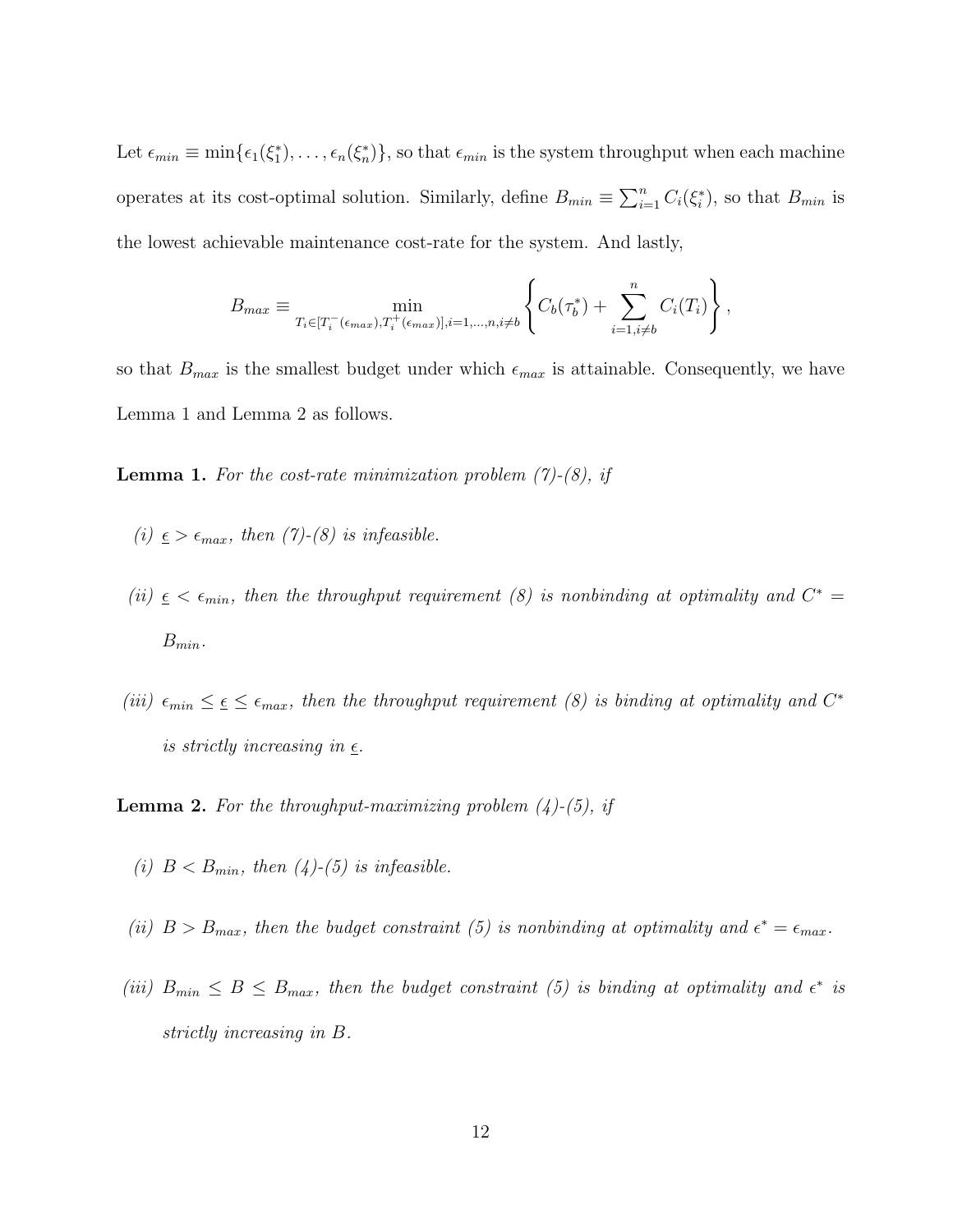Let $\epsilon_{min} \equiv \min\{\epsilon_1(\xi_1^*), \ldots, \epsilon_n(\xi_n^*)\}$, so that $\epsilon_{min}$ is the system throughput when each machine operates at its cost-optimal solution. Similarly, define $B_{min} \equiv \sum_{i=1}^{n} C_i(\xi_i^*)$, so that $B_{min}$ is the lowest achievable maintenance cost-rate for the system. And lastly,

$$B_{max} \equiv \min_{T_i \in [T_i^-(\epsilon_{max}), T_i^+(\epsilon_{max})], i=1,\ldots,n, i \neq b} \left\{ C_b(\tau_b^*) + \sum_{i=1, i\neq b}^{n} C_i(T_i) \right\},$$

so that $B_{max}$ is the smallest budget under which $\epsilon_{max}$ is attainable. Consequently, we have Lemma 1 and Lemma 2 as follows.

**Lemma 1.** *For the cost-rate minimization problem (7)-(8), if*

*(i)* $\underline{\epsilon} > \epsilon_{max}$, *then (7)-(8) is infeasible.*

*(ii)* $\underline{\epsilon} < \epsilon_{min}$, *then the throughput requirement (8) is nonbinding at optimality and* $C^* = B_{min}$.

*(iii)* $\epsilon_{min} \leq \underline{\epsilon} \leq \epsilon_{max}$, *then the throughput requirement (8) is binding at optimality and* $C^*$ *is strictly increasing in* $\underline{\epsilon}$.

**Lemma 2.** *For the throughput-maximizing problem (4)-(5), if*

*(i)* $B < B_{min}$, *then (4)-(5) is infeasible.*

*(ii)* $B > B_{max}$, *then the budget constraint (5) is nonbinding at optimality and* $\epsilon^* = \epsilon_{max}$.

*(iii)* $B_{min} \leq B \leq B_{max}$, *then the budget constraint (5) is binding at optimality and* $\epsilon^*$ *is strictly increasing in* $B$.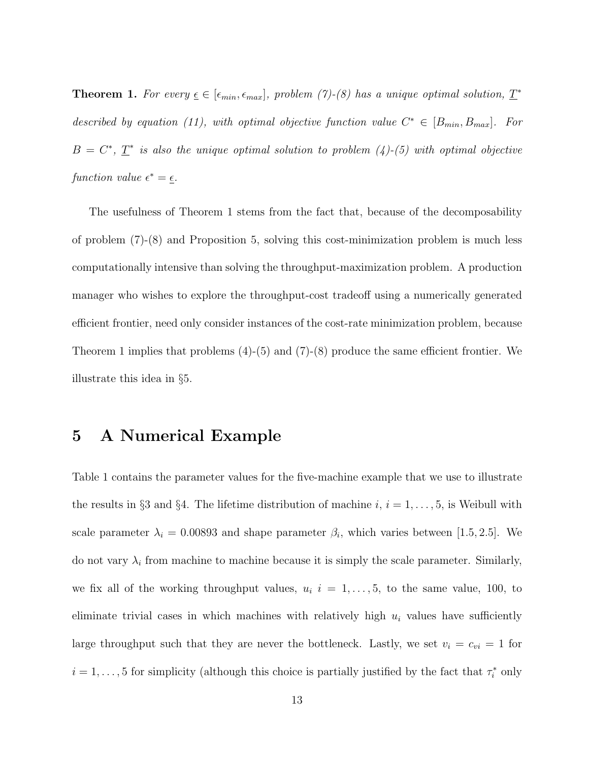**Theorem 1.** *For every $\underline{\epsilon} \in [\epsilon_{min}, \epsilon_{max}]$, problem (7)-(8) has a unique optimal solution, $\underline{T}^*$ described by equation (11), with optimal objective function value $C^* \in [B_{min}, B_{max}]$. For $B = C^*$, $\underline{T}^*$ is also the unique optimal solution to problem (4)-(5) with optimal objective function value $\epsilon^* = \underline{\epsilon}$.*

The usefulness of Theorem 1 stems from the fact that, because of the decomposability of problem (7)-(8) and Proposition 5, solving this cost-minimization problem is much less computationally intensive than solving the throughput-maximization problem. A production manager who wishes to explore the throughput-cost tradeoff using a numerically generated efficient frontier, need only consider instances of the cost-rate minimization problem, because Theorem 1 implies that problems (4)-(5) and (7)-(8) produce the same efficient frontier. We illustrate this idea in §5.

# 5 A Numerical Example

Table 1 contains the parameter values for the five-machine example that we use to illustrate the results in §3 and §4. The lifetime distribution of machine $i$, $i = 1, \ldots, 5$, is Weibull with scale parameter $\lambda_i = 0.00893$ and shape parameter $\beta_i$, which varies between $[1.5, 2.5]$. We do not vary $\lambda_i$ from machine to machine because it is simply the scale parameter. Similarly, we fix all of the working throughput values, $u_i$ $i = 1, \ldots, 5$, to the same value, 100, to eliminate trivial cases in which machines with relatively high $u_i$ values have sufficiently large throughput such that they are never the bottleneck. Lastly, we set $v_i = c_{vi} = 1$ for $i = 1, \ldots, 5$ for simplicity (although this choice is partially justified by the fact that $\tau_i^*$ only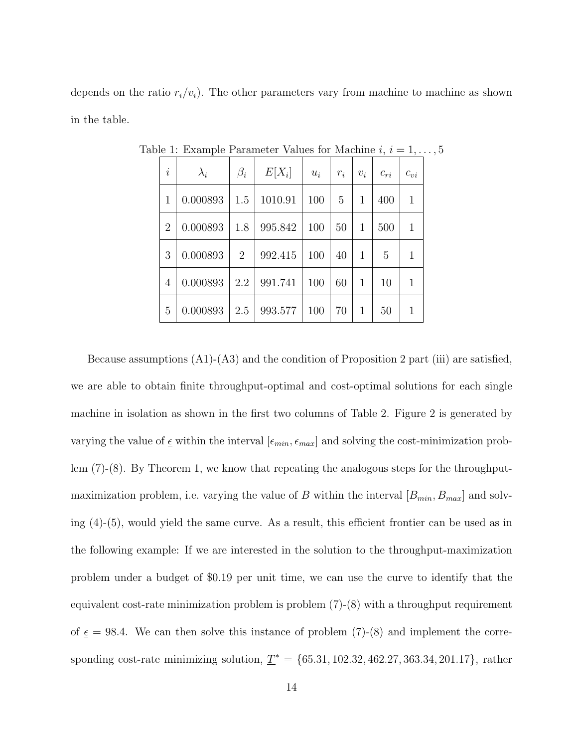depends on the ratio $r_i/v_i$). The other parameters vary from machine to machine as shown in the table.

Table 1: Example Parameter Values for Machine $i$, $i = 1, \ldots, 5$

| $i$ | $\lambda_i$ | $\beta_i$ | $E[X_i]$ | $u_i$ | $r_i$ | $v_i$ | $c_{ri}$ | $c_{vi}$ |
|---|---|---|---|---|---|---|---|---|
| 1 | 0.000893 | 1.5 | 1010.91 | 100 | 5 | 1 | 400 | 1 |
| 2 | 0.000893 | 1.8 | 995.842 | 100 | 50 | 1 | 500 | 1 |
| 3 | 0.000893 | 2 | 992.415 | 100 | 40 | 1 | 5 | 1 |
| 4 | 0.000893 | 2.2 | 991.741 | 100 | 60 | 1 | 10 | 1 |
| 5 | 0.000893 | 2.5 | 993.577 | 100 | 70 | 1 | 50 | 1 |

Because assumptions (A1)-(A3) and the condition of Proposition 2 part (iii) are satisfied, we are able to obtain finite throughput-optimal and cost-optimal solutions for each single machine in isolation as shown in the first two columns of Table 2. Figure 2 is generated by varying the value of $\underline{\epsilon}$ within the interval $[\epsilon_{min}, \epsilon_{max}]$ and solving the cost-minimization problem (7)-(8). By Theorem 1, we know that repeating the analogous steps for the throughput-maximization problem, i.e. varying the value of $B$ within the interval $[B_{min}, B_{max}]$ and solving (4)-(5), would yield the same curve. As a result, this efficient frontier can be used as in the following example: If we are interested in the solution to the throughput-maximization problem under a budget of \$0.19 per unit time, we can use the curve to identify that the equivalent cost-rate minimization problem is problem (7)-(8) with a throughput requirement of $\underline{\epsilon} = 98.4$. We can then solve this instance of problem (7)-(8) and implement the corresponding cost-rate minimizing solution, $\underline{T}^* = \{65.31, 102.32, 462.27, 363.34, 201.17\}$, rather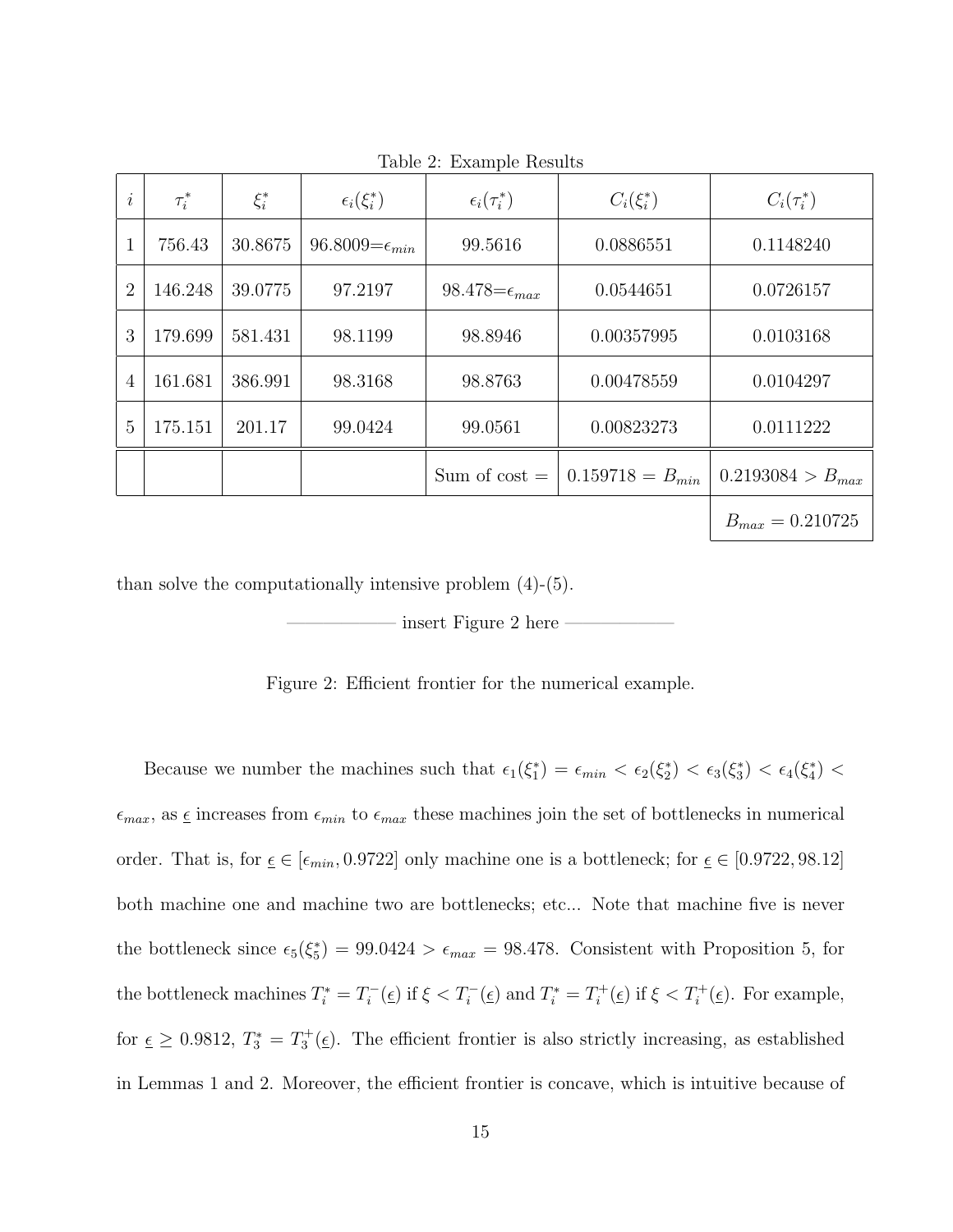Table 2: Example Results

| $i$ | $\tau_i^*$ | $\xi_i^*$ | $\epsilon_i(\xi_i^*)$ | $\epsilon_i(\tau_i^*)$ | $C_i(\xi_i^*)$ | $C_i(\tau_i^*)$ |
|---|---|---|---|---|---|---|
| 1 | 756.43 | 30.8675 | 96.8009=$\epsilon_{min}$ | 99.5616 | 0.0886551 | 0.1148240 |
| 2 | 146.248 | 39.0775 | 97.2197 | 98.478=$\epsilon_{max}$ | 0.0544651 | 0.0726157 |
| 3 | 179.699 | 581.431 | 98.1199 | 98.8946 | 0.00357995 | 0.0103168 |
| 4 | 161.681 | 386.991 | 98.3168 | 98.8763 | 0.00478559 | 0.0104297 |
| 5 | 175.151 | 201.17 | 99.0424 | 99.0561 | 0.00823273 | 0.0111222 |
| | | | | Sum of cost = | 0.159718 = $B_{min}$ | 0.2193084 > $B_{max}$ |
| | | | | | | $B_{max} = 0.210725$ |

than solve the computationally intensive problem (4)-(5).

————— insert Figure 2 here —————

Figure 2: Efficient frontier for the numerical example.

Because we number the machines such that $\epsilon_1(\xi_1^*) = \epsilon_{min} < \epsilon_2(\xi_2^*) < \epsilon_3(\xi_3^*) < \epsilon_4(\xi_4^*) < \epsilon_{max}$, as $\underline{\epsilon}$ increases from $\epsilon_{min}$ to $\epsilon_{max}$ these machines join the set of bottlenecks in numerical order. That is, for $\underline{\epsilon} \in [\epsilon_{min}, 0.9722]$ only machine one is a bottleneck; for $\underline{\epsilon} \in [0.9722, 98.12]$ both machine one and machine two are bottlenecks; etc... Note that machine five is never the bottleneck since $\epsilon_5(\xi_5^*) = 99.0424 > \epsilon_{max} = 98.478$. Consistent with Proposition 5, for the bottleneck machines $T_i^* = T_i^-(\underline{\epsilon})$ if $\xi < T_i^-(\underline{\epsilon})$ and $T_i^* = T_i^+(\underline{\epsilon})$ if $\xi < T_i^+(\underline{\epsilon})$. For example, for $\underline{\epsilon} \geq 0.9812$, $T_3^* = T_3^+(\underline{\epsilon})$. The efficient frontier is also strictly increasing, as established in Lemmas 1 and 2. Moreover, the efficient frontier is concave, which is intuitive because of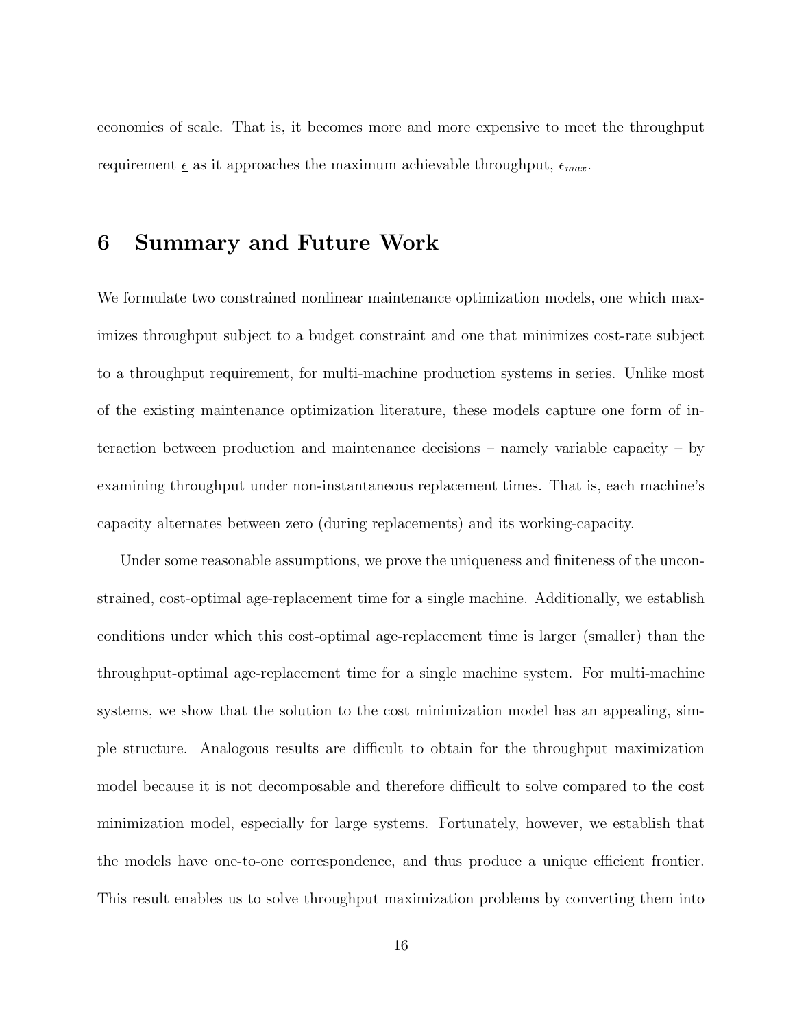economies of scale. That is, it becomes more and more expensive to meet the throughput requirement $\underline{\epsilon}$ as it approaches the maximum achievable throughput, $\epsilon_{max}$.

# 6 Summary and Future Work

We formulate two constrained nonlinear maintenance optimization models, one which maximizes throughput subject to a budget constraint and one that minimizes cost-rate subject to a throughput requirement, for multi-machine production systems in series. Unlike most of the existing maintenance optimization literature, these models capture one form of interaction between production and maintenance decisions – namely variable capacity – by examining throughput under non-instantaneous replacement times. That is, each machine's capacity alternates between zero (during replacements) and its working-capacity.

Under some reasonable assumptions, we prove the uniqueness and finiteness of the unconstrained, cost-optimal age-replacement time for a single machine. Additionally, we establish conditions under which this cost-optimal age-replacement time is larger (smaller) than the throughput-optimal age-replacement time for a single machine system. For multi-machine systems, we show that the solution to the cost minimization model has an appealing, simple structure. Analogous results are difficult to obtain for the throughput maximization model because it is not decomposable and therefore difficult to solve compared to the cost minimization model, especially for large systems. Fortunately, however, we establish that the models have one-to-one correspondence, and thus produce a unique efficient frontier. This result enables us to solve throughput maximization problems by converting them into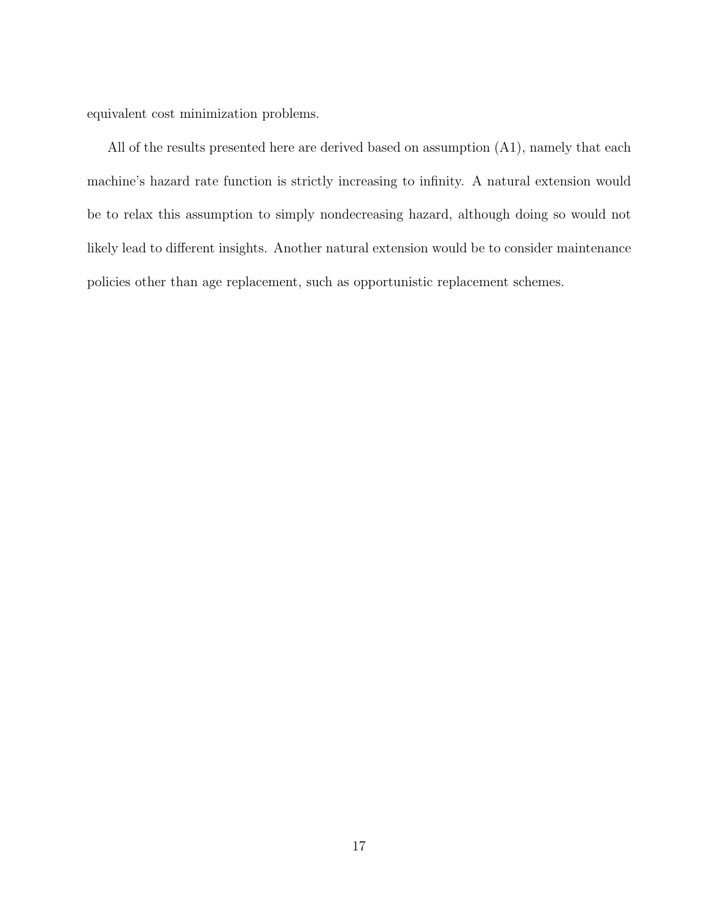equivalent cost minimization problems.

All of the results presented here are derived based on assumption (A1), namely that each machine's hazard rate function is strictly increasing to infinity. A natural extension would be to relax this assumption to simply nondecreasing hazard, although doing so would not likely lead to different insights. Another natural extension would be to consider maintenance policies other than age replacement, such as opportunistic replacement schemes.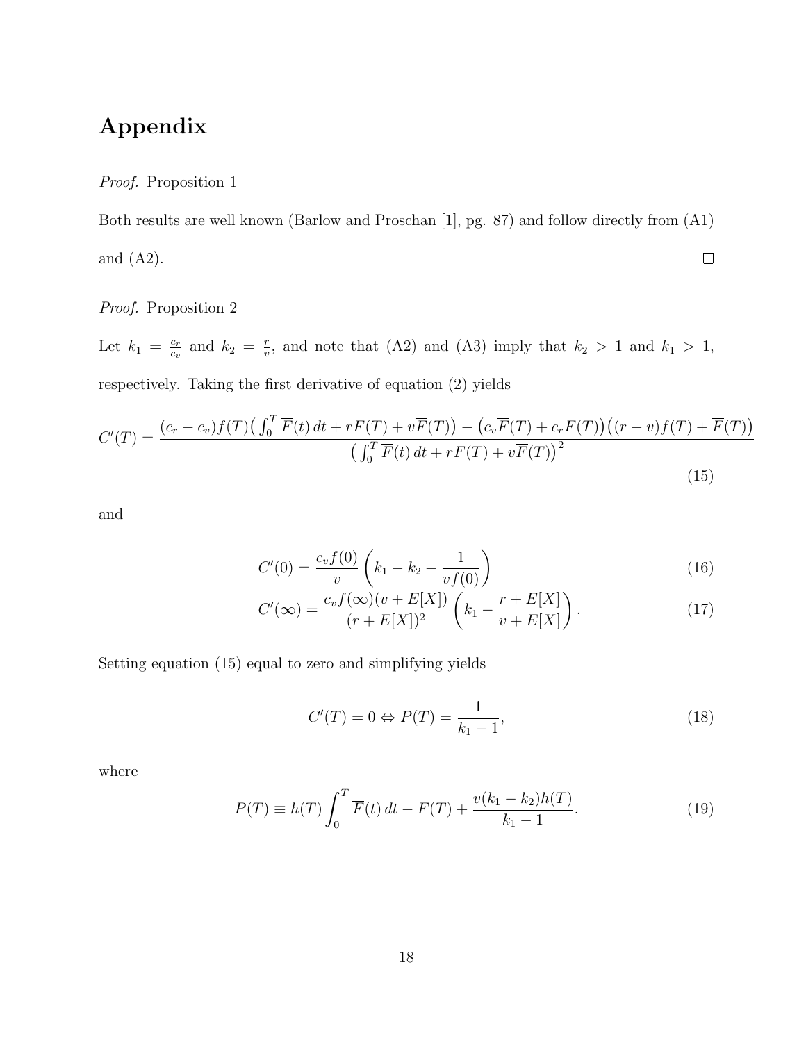# Appendix

*Proof.* Proposition 1

Both results are well known (Barlow and Proschan [1], pg. 87) and follow directly from (A1) and (A2). □

*Proof.* Proposition 2

Let $k_1 = \frac{c_r}{c_v}$ and $k_2 = \frac{r}{v}$, and note that (A2) and (A3) imply that $k_2 > 1$ and $k_1 > 1$, respectively. Taking the first derivative of equation (2) yields

$$C'(T) = \frac{(c_r - c_v)f(T)\big(\int_0^T \overline{F}(t)\,dt + rF(T) + v\overline{F}(T)\big) - \big(c_v\overline{F}(T) + c_rF(T)\big)\big((r-v)f(T) + \overline{F}(T)\big)}{\big(\int_0^T \overline{F}(t)\,dt + rF(T) + v\overline{F}(T)\big)^2} \tag{15}$$

and

$$C'(0) = \frac{c_vf(0)}{v}\left(k_1 - k_2 - \frac{1}{vf(0)}\right) \tag{16}$$

$$C'(\infty) = \frac{c_vf(\infty)(v + E[X])}{(r + E[X])^2}\left(k_1 - \frac{r + E[X]}{v + E[X]}\right). \tag{17}$$

Setting equation (15) equal to zero and simplifying yields

$$C'(T) = 0 \Leftrightarrow P(T) = \frac{1}{k_1 - 1}, \tag{18}$$

where

$$P(T) \equiv h(T)\int_0^T \overline{F}(t)\,dt - F(T) + \frac{v(k_1 - k_2)h(T)}{k_1 - 1}. \tag{19}$$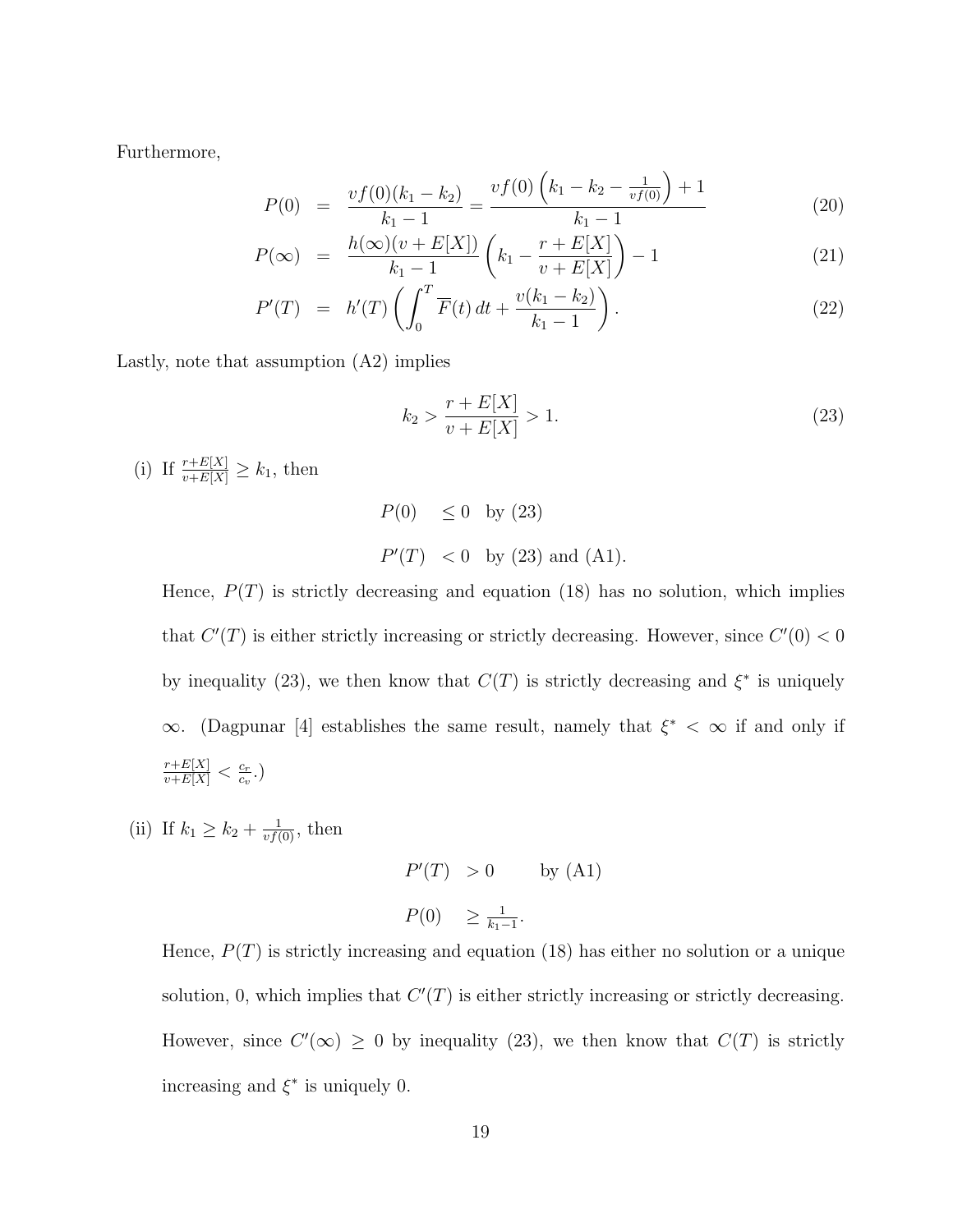Furthermore,

$$
\begin{aligned}
P(0) &= \frac{vf(0)(k_1 - k_2)}{k_1 - 1} = \frac{vf(0)\left(k_1 - k_2 - \frac{1}{vf(0)}\right) + 1}{k_1 - 1} && (20) \\
P(\infty) &= \frac{h(\infty)(v + E[X])}{k_1 - 1}\left(k_1 - \frac{r + E[X]}{v + E[X]}\right) - 1 && (21) \\
P'(T) &= h'(T)\left(\int_0^T \overline{F}(t)\,dt + \frac{v(k_1 - k_2)}{k_1 - 1}\right). && (22)
\end{aligned}
$$

Lastly, note that assumption (A2) implies

$$
k_2 > \frac{r + E[X]}{v + E[X]} > 1. \tag{23}
$$

(i) If $\frac{r+E[X]}{v+E[X]} \geq k_1$, then

$$
\begin{aligned}
P(0) &\leq 0 \quad \text{by (23)} \\
P'(T) &< 0 \quad \text{by (23) and (A1).}
\end{aligned}
$$

Hence, $P(T)$ is strictly decreasing and equation (18) has no solution, which implies that $C'(T)$ is either strictly increasing or strictly decreasing. However, since $C'(0) < 0$ by inequality (23), we then know that $C(T)$ is strictly decreasing and $\xi^*$ is uniquely $\infty$. (Dagpunar [4] establishes the same result, namely that $\xi^* < \infty$ if and only if $\frac{r+E[X]}{v+E[X]} < \frac{c_r}{c_v}$.)

(ii) If $k_1 \geq k_2 + \frac{1}{vf(0)}$, then

$$
\begin{aligned}
P'(T) &> 0 \qquad \text{by (A1)} \\
P(0) &\geq \tfrac{1}{k_1 - 1}.
\end{aligned}
$$

Hence, $P(T)$ is strictly increasing and equation (18) has either no solution or a unique solution, 0, which implies that $C'(T)$ is either strictly increasing or strictly decreasing. However, since $C'(\infty) \geq 0$ by inequality (23), we then know that $C(T)$ is strictly increasing and $\xi^*$ is uniquely 0.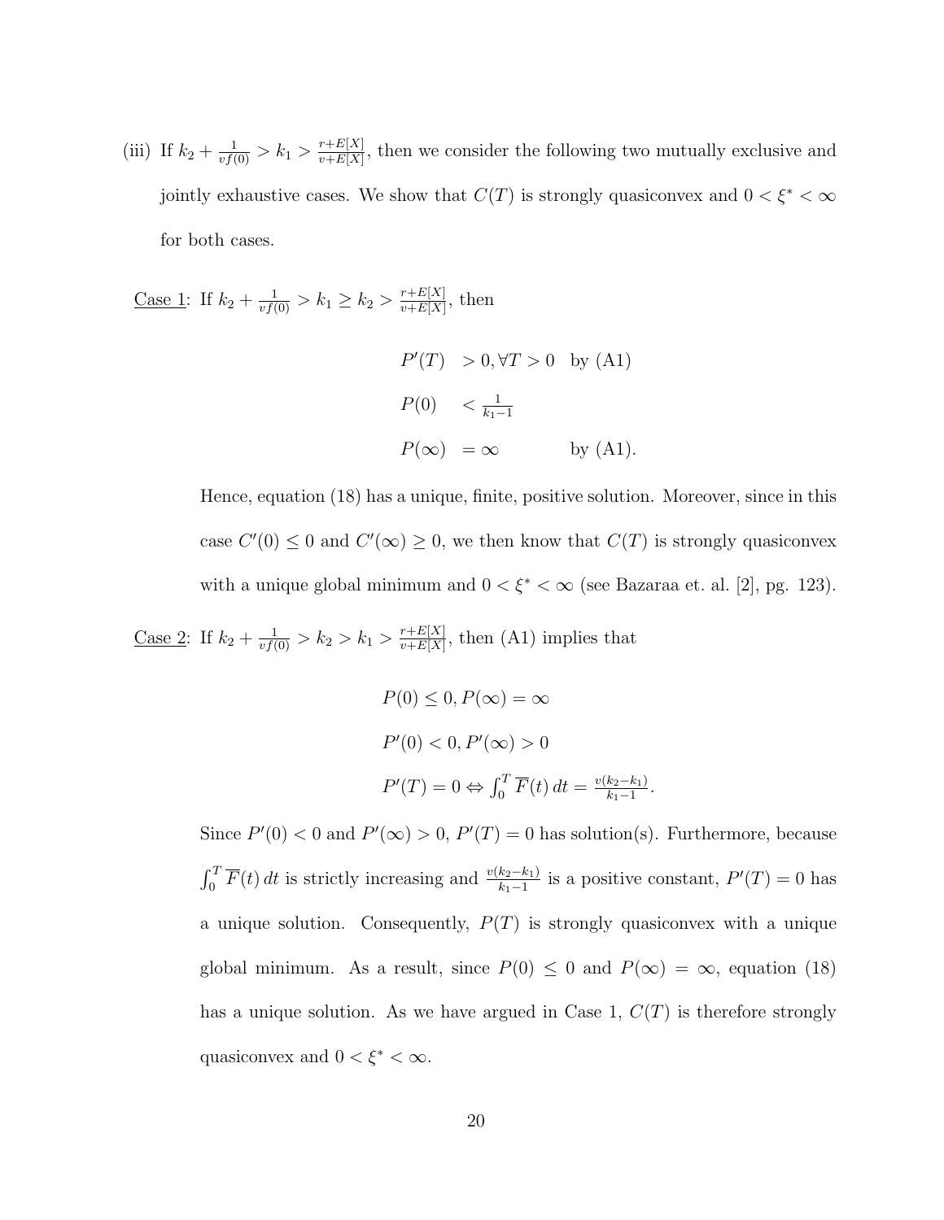(iii) If $k_2 + \frac{1}{vf(0)} > k_1 > \frac{r+E[X]}{v+E[X]}$, then we consider the following two mutually exclusive and jointly exhaustive cases. We show that $C(T)$ is strongly quasiconvex and $0 < \xi^* < \infty$ for both cases.

<u>Case 1</u>: If $k_2 + \frac{1}{vf(0)} > k_1 \geq k_2 > \frac{r+E[X]}{v+E[X]}$, then

$$
\begin{aligned}
P'(T) &> 0, \forall T > 0 \quad \text{by (A1)} \\
P(0) &< \tfrac{1}{k_1 - 1} \\
P(\infty) &= \infty \qquad\qquad \text{by (A1).}
\end{aligned}
$$

Hence, equation (18) has a unique, finite, positive solution. Moreover, since in this case $C'(0) \leq 0$ and $C'(\infty) \geq 0$, we then know that $C(T)$ is strongly quasiconvex with a unique global minimum and $0 < \xi^* < \infty$ (see Bazaraa et. al. [2], pg. 123).

<u>Case 2</u>: If $k_2 + \frac{1}{vf(0)} > k_2 > k_1 > \frac{r+E[X]}{v+E[X]}$, then (A1) implies that

$$
\begin{aligned}
&P(0) \leq 0, P(\infty) = \infty \\
&P'(0) < 0, P'(\infty) > 0 \\
&P'(T) = 0 \Leftrightarrow \int_0^T \overline{F}(t)\, dt = \tfrac{v(k_2 - k_1)}{k_1 - 1}.
\end{aligned}
$$

Since $P'(0) < 0$ and $P'(\infty) > 0$, $P'(T) = 0$ has solution(s). Furthermore, because $\int_0^T \overline{F}(t)\, dt$ is strictly increasing and $\frac{v(k_2-k_1)}{k_1-1}$ is a positive constant, $P'(T) = 0$ has a unique solution. Consequently, $P(T)$ is strongly quasiconvex with a unique global minimum. As a result, since $P(0) \leq 0$ and $P(\infty) = \infty$, equation (18) has a unique solution. As we have argued in Case 1, $C(T)$ is therefore strongly quasiconvex and $0 < \xi^* < \infty$.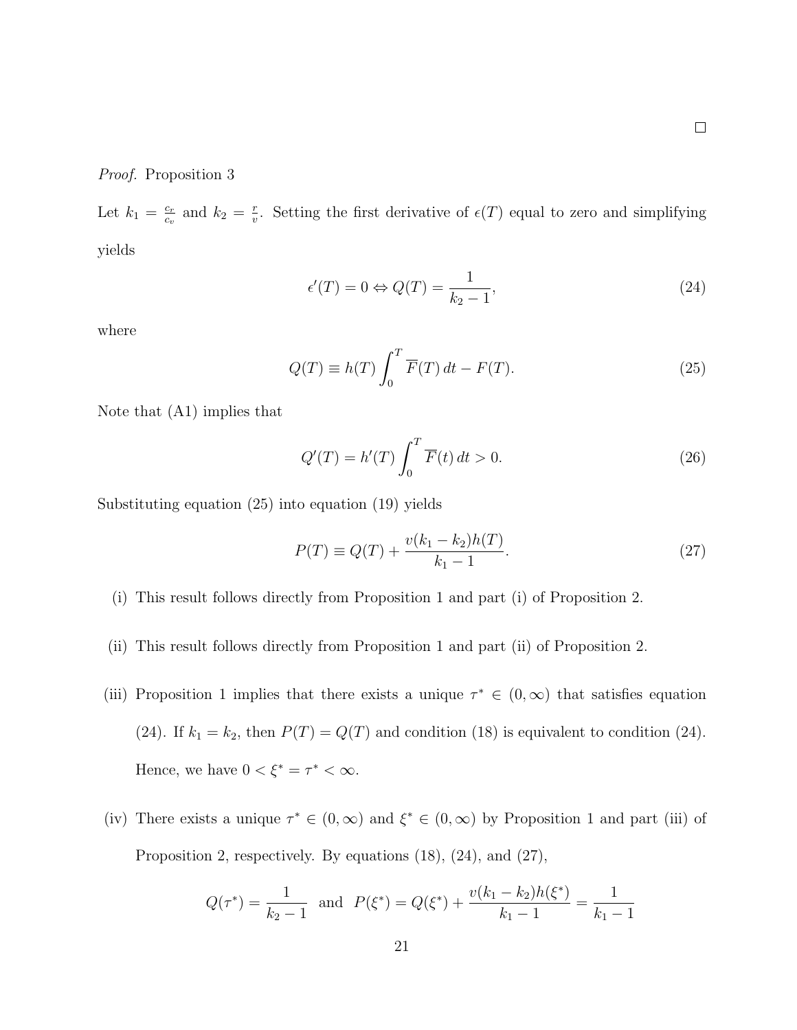□

*Proof.* Proposition 3

Let $k_1 = \frac{c_r}{c_v}$ and $k_2 = \frac{r}{v}$. Setting the first derivative of $\epsilon(T)$ equal to zero and simplifying yields

$$\epsilon'(T) = 0 \Leftrightarrow Q(T) = \frac{1}{k_2 - 1}, \tag{24}$$

where

$$Q(T) \equiv h(T) \int_0^T \overline{F}(T)\, dt - F(T). \tag{25}$$

Note that (A1) implies that

$$Q'(T) = h'(T) \int_0^T \overline{F}(t)\, dt > 0. \tag{26}$$

Substituting equation (25) into equation (19) yields

$$P(T) \equiv Q(T) + \frac{v(k_1 - k_2)h(T)}{k_1 - 1}. \tag{27}$$

(i) This result follows directly from Proposition 1 and part (i) of Proposition 2.

(ii) This result follows directly from Proposition 1 and part (ii) of Proposition 2.

(iii) Proposition 1 implies that there exists a unique $\tau^* \in (0, \infty)$ that satisfies equation (24). If $k_1 = k_2$, then $P(T) = Q(T)$ and condition (18) is equivalent to condition (24). Hence, we have $0 < \xi^* = \tau^* < \infty$.

(iv) There exists a unique $\tau^* \in (0, \infty)$ and $\xi^* \in (0, \infty)$ by Proposition 1 and part (iii) of Proposition 2, respectively. By equations (18), (24), and (27),

$$Q(\tau^*) = \frac{1}{k_2 - 1} \quad \text{and} \quad P(\xi^*) = Q(\xi^*) + \frac{v(k_1 - k_2)h(\xi^*)}{k_1 - 1} = \frac{1}{k_1 - 1}$$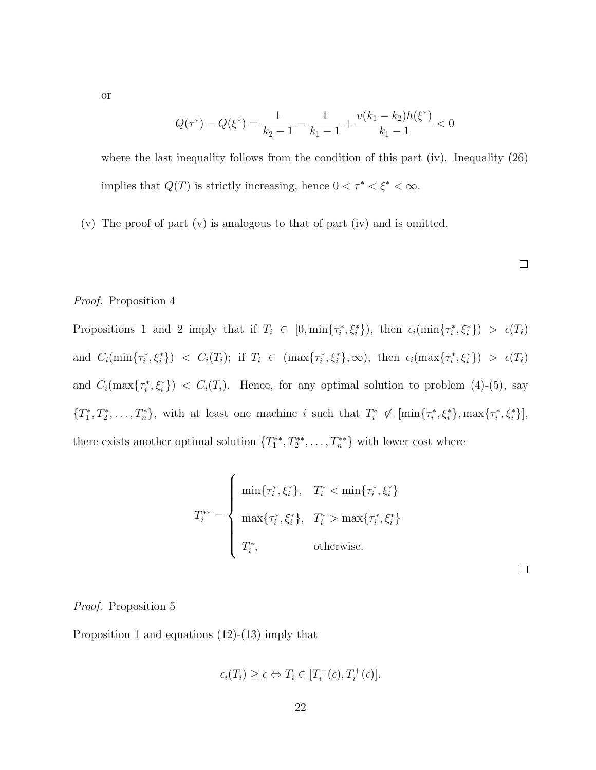or

$$Q(\tau^*) - Q(\xi^*) = \frac{1}{k_2 - 1} - \frac{1}{k_1 - 1} + \frac{v(k_1 - k_2)h(\xi^*)}{k_1 - 1} < 0$$

where the last inequality follows from the condition of this part (iv). Inequality (26) implies that $Q(T)$ is strictly increasing, hence $0 < \tau^* < \xi^* < \infty$.

(v) The proof of part (v) is analogous to that of part (iv) and is omitted.

□

*Proof.* Proposition 4

Propositions 1 and 2 imply that if $T_i \in [0, \min\{\tau_i^*, \xi_i^*\})$, then $\epsilon_i(\min\{\tau_i^*, \xi_i^*\}) > \epsilon(T_i)$ and $C_i(\min\{\tau_i^*, \xi_i^*\}) < C_i(T_i)$; if $T_i \in (\max\{\tau_i^*, \xi_i^*\}, \infty)$, then $\epsilon_i(\max\{\tau_i^*, \xi_i^*\}) > \epsilon(T_i)$ and $C_i(\max\{\tau_i^*, \xi_i^*\}) < C_i(T_i)$. Hence, for any optimal solution to problem (4)-(5), say $\{T_1^*, T_2^*, \ldots, T_n^*\}$, with at least one machine $i$ such that $T_i^* \notin [\min\{\tau_i^*, \xi_i^*\}, \max\{\tau_i^*, \xi_i^*\}]$, there exists another optimal solution $\{T_1^{**}, T_2^{**}, \ldots, T_n^{**}\}$ with lower cost where

$$T_i^{**} = \begin{cases} \min\{\tau_i^*, \xi_i^*\}, & T_i^* < \min\{\tau_i^*, \xi_i^*\} \\ \max\{\tau_i^*, \xi_i^*\}, & T_i^* > \max\{\tau_i^*, \xi_i^*\} \\ T_i^*, & \text{otherwise.} \end{cases}$$

□

*Proof.* Proposition 5

Proposition 1 and equations (12)-(13) imply that

$$\epsilon_i(T_i) \geq \underline{\epsilon} \Leftrightarrow T_i \in [T_i^-(\underline{\epsilon}), T_i^+(\underline{\epsilon})].$$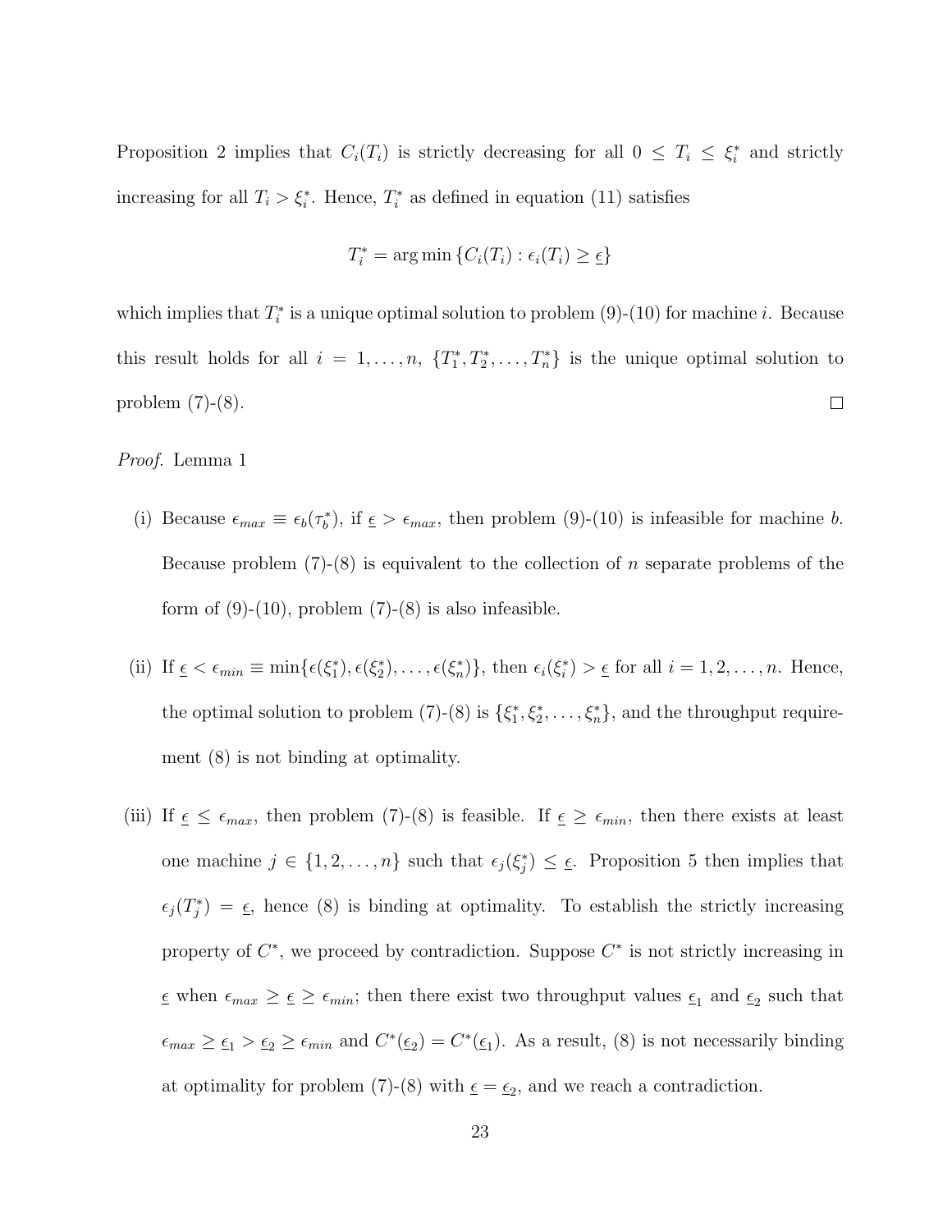Proposition 2 implies that $C_i(T_i)$ is strictly decreasing for all $0 \leq T_i \leq \xi_i^*$ and strictly increasing for all $T_i > \xi_i^*$. Hence, $T_i^*$ as defined in equation (11) satisfies

$$T_i^* = \arg\min \left\{ C_i(T_i) : \epsilon_i(T_i) \geq \underline{\epsilon} \right\}$$

which implies that $T_i^*$ is a unique optimal solution to problem (9)-(10) for machine $i$. Because this result holds for all $i = 1, \ldots, n$, $\{T_1^*, T_2^*, \ldots, T_n^*\}$ is the unique optimal solution to problem (7)-(8). $\square$

*Proof.* Lemma 1

(i) Because $\epsilon_{max} \equiv \epsilon_b(\tau_b^*)$, if $\underline{\epsilon} > \epsilon_{max}$, then problem (9)-(10) is infeasible for machine $b$. Because problem (7)-(8) is equivalent to the collection of $n$ separate problems of the form of (9)-(10), problem (7)-(8) is also infeasible.

(ii) If $\underline{\epsilon} < \epsilon_{min} \equiv \min\{\epsilon(\xi_1^*), \epsilon(\xi_2^*), \ldots, \epsilon(\xi_n^*)\}$, then $\epsilon_i(\xi_i^*) > \underline{\epsilon}$ for all $i = 1, 2, \ldots, n$. Hence, the optimal solution to problem (7)-(8) is $\{\xi_1^*, \xi_2^*, \ldots, \xi_n^*\}$, and the throughput requirement (8) is not binding at optimality.

(iii) If $\underline{\epsilon} \leq \epsilon_{max}$, then problem (7)-(8) is feasible. If $\underline{\epsilon} \geq \epsilon_{min}$, then there exists at least one machine $j \in \{1, 2, \ldots, n\}$ such that $\epsilon_j(\xi_j^*) \leq \underline{\epsilon}$. Proposition 5 then implies that $\epsilon_j(T_j^*) = \underline{\epsilon}$, hence (8) is binding at optimality. To establish the strictly increasing property of $C^*$, we proceed by contradiction. Suppose $C^*$ is not strictly increasing in $\underline{\epsilon}$ when $\epsilon_{max} \geq \underline{\epsilon} \geq \epsilon_{min}$; then there exist two throughput values $\underline{\epsilon}_1$ and $\underline{\epsilon}_2$ such that $\epsilon_{max} \geq \underline{\epsilon}_1 > \underline{\epsilon}_2 \geq \epsilon_{min}$ and $C^*(\underline{\epsilon}_2) = C^*(\underline{\epsilon}_1)$. As a result, (8) is not necessarily binding at optimality for problem (7)-(8) with $\underline{\epsilon} = \underline{\epsilon}_2$, and we reach a contradiction.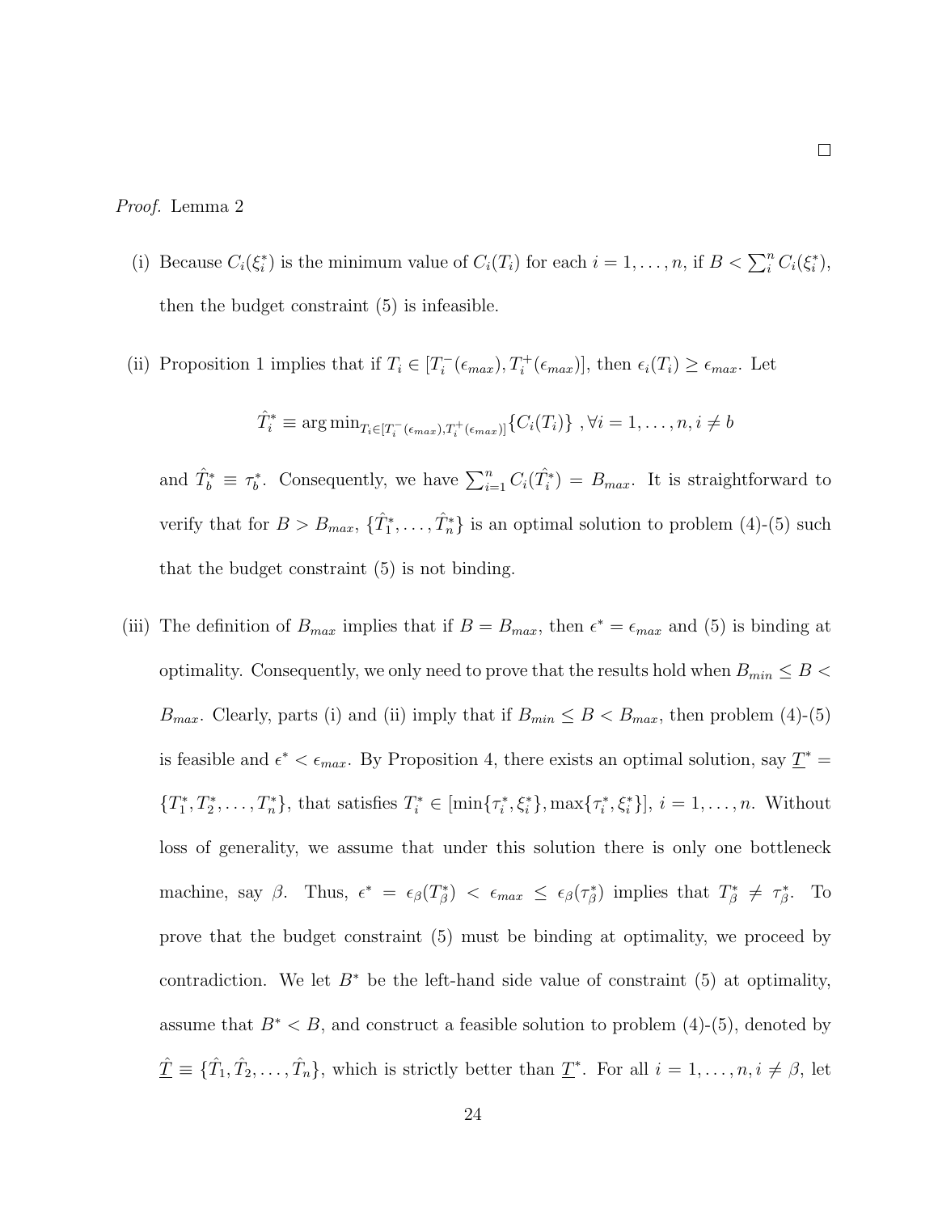□

*Proof.* Lemma 2

(i) Because $C_i(\xi_i^*)$ is the minimum value of $C_i(T_i)$ for each $i = 1, \ldots, n$, if $B < \sum_i^n C_i(\xi_i^*)$, then the budget constraint (5) is infeasible.

(ii) Proposition 1 implies that if $T_i \in [T_i^-(\epsilon_{max}), T_i^+(\epsilon_{max})]$, then $\epsilon_i(T_i) \geq \epsilon_{max}$. Let

$$\hat{T}_i^* \equiv \arg\min_{T_i \in [T_i^-(\epsilon_{max}), T_i^+(\epsilon_{max})]} \{C_i(T_i)\} \ , \forall i = 1, \ldots, n, i \neq b$$

and $\hat{T}_b^* \equiv \tau_b^*$. Consequently, we have $\sum_{i=1}^n C_i(\hat{T}_i^*) = B_{max}$. It is straightforward to verify that for $B > B_{max}$, $\{\hat{T}_1^*, \ldots, \hat{T}_n^*\}$ is an optimal solution to problem (4)-(5) such that the budget constraint (5) is not binding.

(iii) The definition of $B_{max}$ implies that if $B = B_{max}$, then $\epsilon^* = \epsilon_{max}$ and (5) is binding at optimality. Consequently, we only need to prove that the results hold when $B_{min} \leq B < B_{max}$. Clearly, parts (i) and (ii) imply that if $B_{min} \leq B < B_{max}$, then problem (4)-(5) is feasible and $\epsilon^* < \epsilon_{max}$. By Proposition 4, there exists an optimal solution, say $\underline{T}^* = \{T_1^*, T_2^*, \ldots, T_n^*\}$, that satisfies $T_i^* \in [\min\{\tau_i^*, \xi_i^*\}, \max\{\tau_i^*, \xi_i^*\}]$, $i = 1, \ldots, n$. Without loss of generality, we assume that under this solution there is only one bottleneck machine, say $\beta$. Thus, $\epsilon^* = \epsilon_\beta(T_\beta^*) < \epsilon_{max} \leq \epsilon_\beta(\tau_\beta^*)$ implies that $T_\beta^* \neq \tau_\beta^*$. To prove that the budget constraint (5) must be binding at optimality, we proceed by contradiction. We let $B^*$ be the left-hand side value of constraint (5) at optimality, assume that $B^* < B$, and construct a feasible solution to problem (4)-(5), denoted by $\hat{\underline{T}} \equiv \{\hat{T}_1, \hat{T}_2, \ldots, \hat{T}_n\}$, which is strictly better than $\underline{T}^*$. For all $i = 1, \ldots, n, i \neq \beta$, let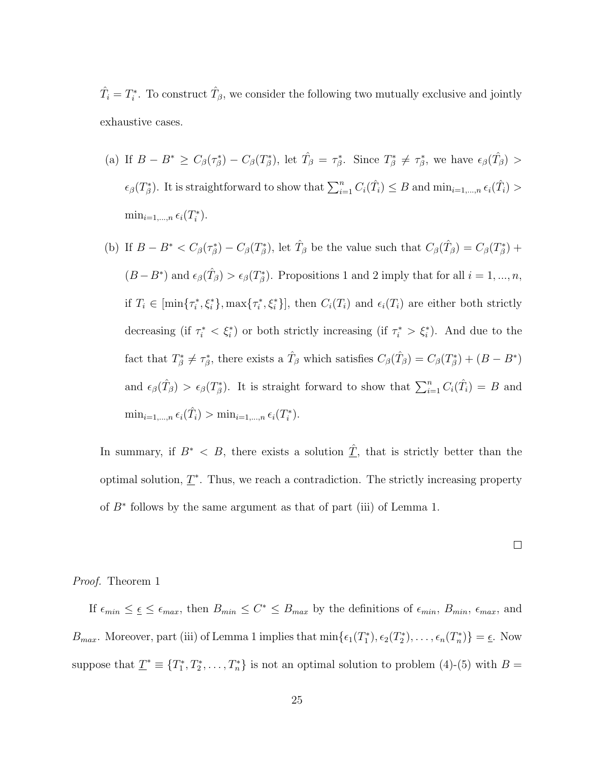$\hat{T}_i = T_i^*$. To construct $\hat{T}_\beta$, we consider the following two mutually exclusive and jointly exhaustive cases.

(a) If $B - B^* \geq C_\beta(\tau_\beta^*) - C_\beta(T_\beta^*)$, let $\hat{T}_\beta = \tau_\beta^*$. Since $T_\beta^* \neq \tau_\beta^*$, we have $\epsilon_\beta(\hat{T}_\beta) > \epsilon_\beta(T_\beta^*)$. It is straightforward to show that $\sum_{i=1}^n C_i(\hat{T}_i) \leq B$ and $\min_{i=1,\dots,n} \epsilon_i(\hat{T}_i) > \min_{i=1,\dots,n} \epsilon_i(T_i^*)$.

(b) If $B - B^* < C_\beta(\tau_\beta^*) - C_\beta(T_\beta^*)$, let $\hat{T}_\beta$ be the value such that $C_\beta(\hat{T}_\beta) = C_\beta(T_\beta^*) + (B - B^*)$ and $\epsilon_\beta(\hat{T}_\beta) > \epsilon_\beta(T_\beta^*)$. Propositions 1 and 2 imply that for all $i = 1, ..., n$, if $T_i \in [\min\{\tau_i^*, \xi_i^*\}, \max\{\tau_i^*, \xi_i^*\}]$, then $C_i(T_i)$ and $\epsilon_i(T_i)$ are either both strictly decreasing (if $\tau_i^* < \xi_i^*$) or both strictly increasing (if $\tau_i^* > \xi_i^*$). And due to the fact that $T_\beta^* \neq \tau_\beta^*$, there exists a $\hat{T}_\beta$ which satisfies $C_\beta(\hat{T}_\beta) = C_\beta(T_\beta^*) + (B - B^*)$ and $\epsilon_\beta(\hat{T}_\beta) > \epsilon_\beta(T_\beta^*)$. It is straight forward to show that $\sum_{i=1}^n C_i(\hat{T}_i) = B$ and $\min_{i=1,\dots,n} \epsilon_i(\hat{T}_i) > \min_{i=1,\dots,n} \epsilon_i(T_i^*)$.

In summary, if $B^* < B$, there exists a solution $\underline{\hat{T}}$, that is strictly better than the optimal solution, $\underline{T}^*$. Thus, we reach a contradiction. The strictly increasing property of $B^*$ follows by the same argument as that of part (iii) of Lemma 1.

□

*Proof.* Theorem 1

If $\epsilon_{min} \leq \underline{\epsilon} \leq \epsilon_{max}$, then $B_{min} \leq C^* \leq B_{max}$ by the definitions of $\epsilon_{min}$, $B_{min}$, $\epsilon_{max}$, and $B_{max}$. Moreover, part (iii) of Lemma 1 implies that $\min\{\epsilon_1(T_1^*), \epsilon_2(T_2^*), \dots, \epsilon_n(T_n^*)\} = \underline{\epsilon}$. Now suppose that $\underline{T}^* \equiv \{T_1^*, T_2^*, \dots, T_n^*\}$ is not an optimal solution to problem (4)-(5) with $B =$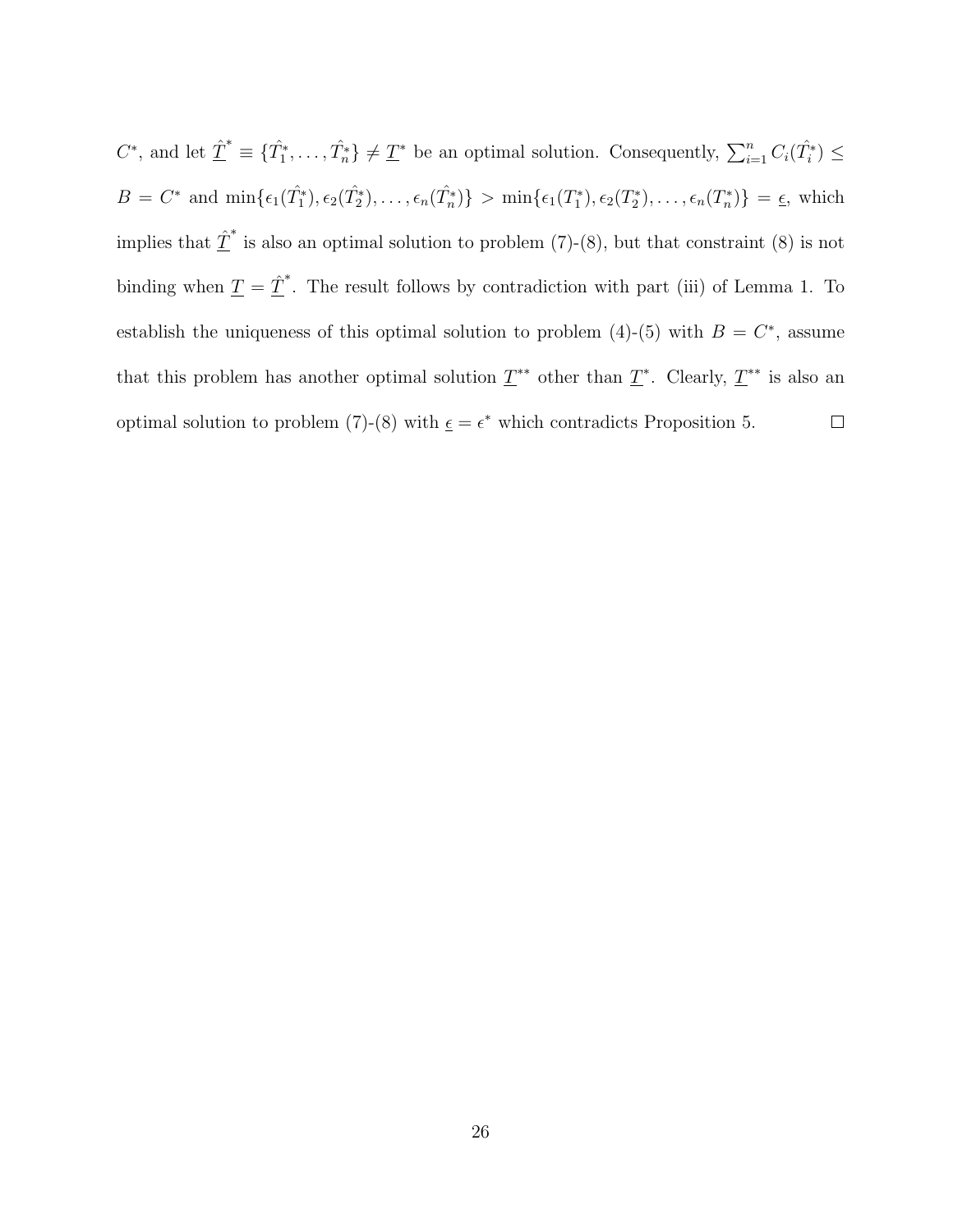$C^*$, and let $\underline{\hat{T}}^* \equiv \{\hat{T}_1^*, \ldots, \hat{T}_n^*\} \neq \underline{T}^*$ be an optimal solution. Consequently, $\sum_{i=1}^{n} C_i(\hat{T}_i^*) \leq B = C^*$ and $\min\{\epsilon_1(\hat{T}_1^*), \epsilon_2(\hat{T}_2^*), \ldots, \epsilon_n(\hat{T}_n^*)\} > \min\{\epsilon_1(T_1^*), \epsilon_2(T_2^*), \ldots, \epsilon_n(T_n^*)\} = \underline{\epsilon}$, which implies that $\underline{\hat{T}}^*$ is also an optimal solution to problem (7)-(8), but that constraint (8) is not binding when $\underline{T} = \underline{\hat{T}}^*$. The result follows by contradiction with part (iii) of Lemma 1. To establish the uniqueness of this optimal solution to problem (4)-(5) with $B = C^*$, assume that this problem has another optimal solution $\underline{T}^{**}$ other than $\underline{T}^*$. Clearly, $\underline{T}^{**}$ is also an optimal solution to problem (7)-(8) with $\underline{\epsilon} = \epsilon^*$ which contradicts Proposition 5. $\square$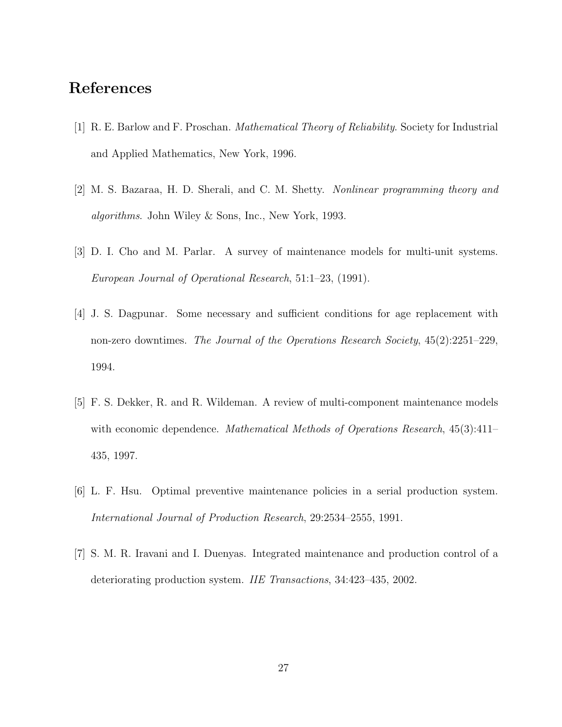## References

[1] R. E. Barlow and F. Proschan. *Mathematical Theory of Reliability*. Society for Industrial and Applied Mathematics, New York, 1996.

[2] M. S. Bazaraa, H. D. Sherali, and C. M. Shetty. *Nonlinear programming theory and algorithms*. John Wiley & Sons, Inc., New York, 1993.

[3] D. I. Cho and M. Parlar. A survey of maintenance models for multi-unit systems. *European Journal of Operational Research*, 51:1–23, (1991).

[4] J. S. Dagpunar. Some necessary and sufficient conditions for age replacement with non-zero downtimes. *The Journal of the Operations Research Society*, 45(2):2251–229, 1994.

[5] F. S. Dekker, R. and R. Wildeman. A review of multi-component maintenance models with economic dependence. *Mathematical Methods of Operations Research*, 45(3):411–435, 1997.

[6] L. F. Hsu. Optimal preventive maintenance policies in a serial production system. *International Journal of Production Research*, 29:2534–2555, 1991.

[7] S. M. R. Iravani and I. Duenyas. Integrated maintenance and production control of a deteriorating production system. *IIE Transactions*, 34:423–435, 2002.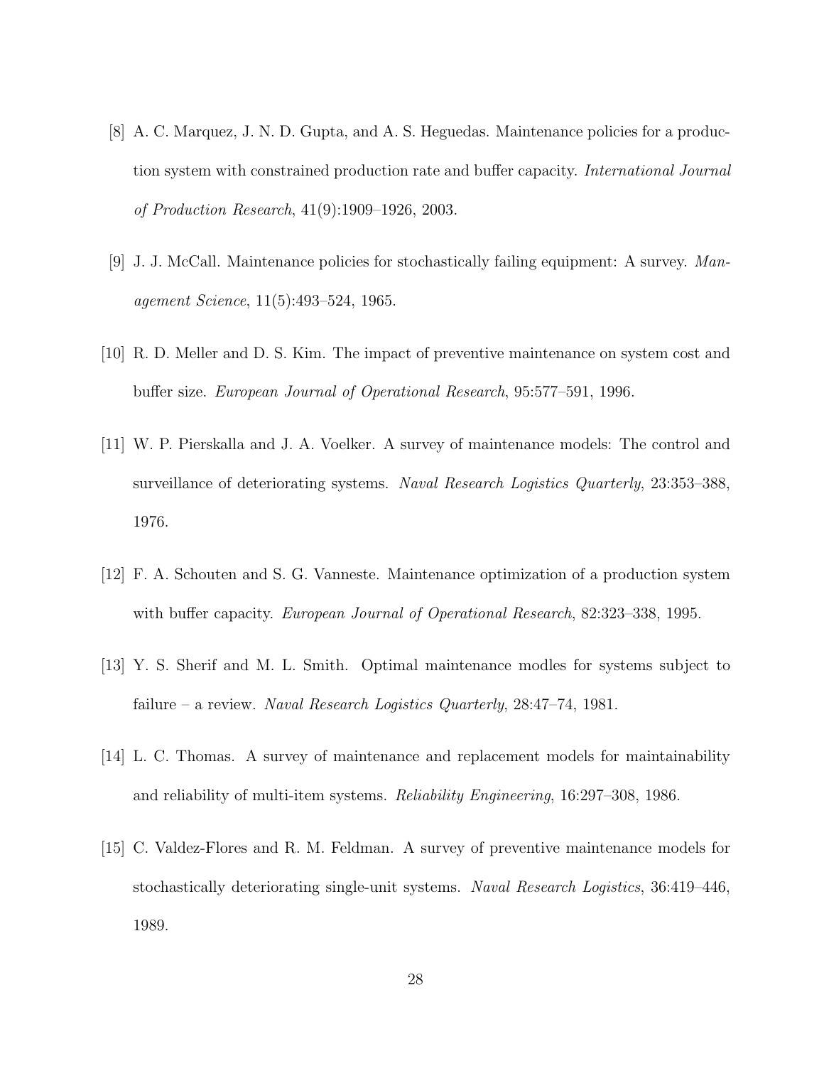[8] A. C. Marquez, J. N. D. Gupta, and A. S. Heguedas. Maintenance policies for a production system with constrained production rate and buffer capacity. *International Journal of Production Research*, 41(9):1909–1926, 2003.

[9] J. J. McCall. Maintenance policies for stochastically failing equipment: A survey. *Management Science*, 11(5):493–524, 1965.

[10] R. D. Meller and D. S. Kim. The impact of preventive maintenance on system cost and buffer size. *European Journal of Operational Research*, 95:577–591, 1996.

[11] W. P. Pierskalla and J. A. Voelker. A survey of maintenance models: The control and surveillance of deteriorating systems. *Naval Research Logistics Quarterly*, 23:353–388, 1976.

[12] F. A. Schouten and S. G. Vanneste. Maintenance optimization of a production system with buffer capacity. *European Journal of Operational Research*, 82:323–338, 1995.

[13] Y. S. Sherif and M. L. Smith. Optimal maintenance modles for systems subject to failure – a review. *Naval Research Logistics Quarterly*, 28:47–74, 1981.

[14] L. C. Thomas. A survey of maintenance and replacement models for maintainability and reliability of multi-item systems. *Reliability Engineering*, 16:297–308, 1986.

[15] C. Valdez-Flores and R. M. Feldman. A survey of preventive maintenance models for stochastically deteriorating single-unit systems. *Naval Research Logistics*, 36:419–446, 1989.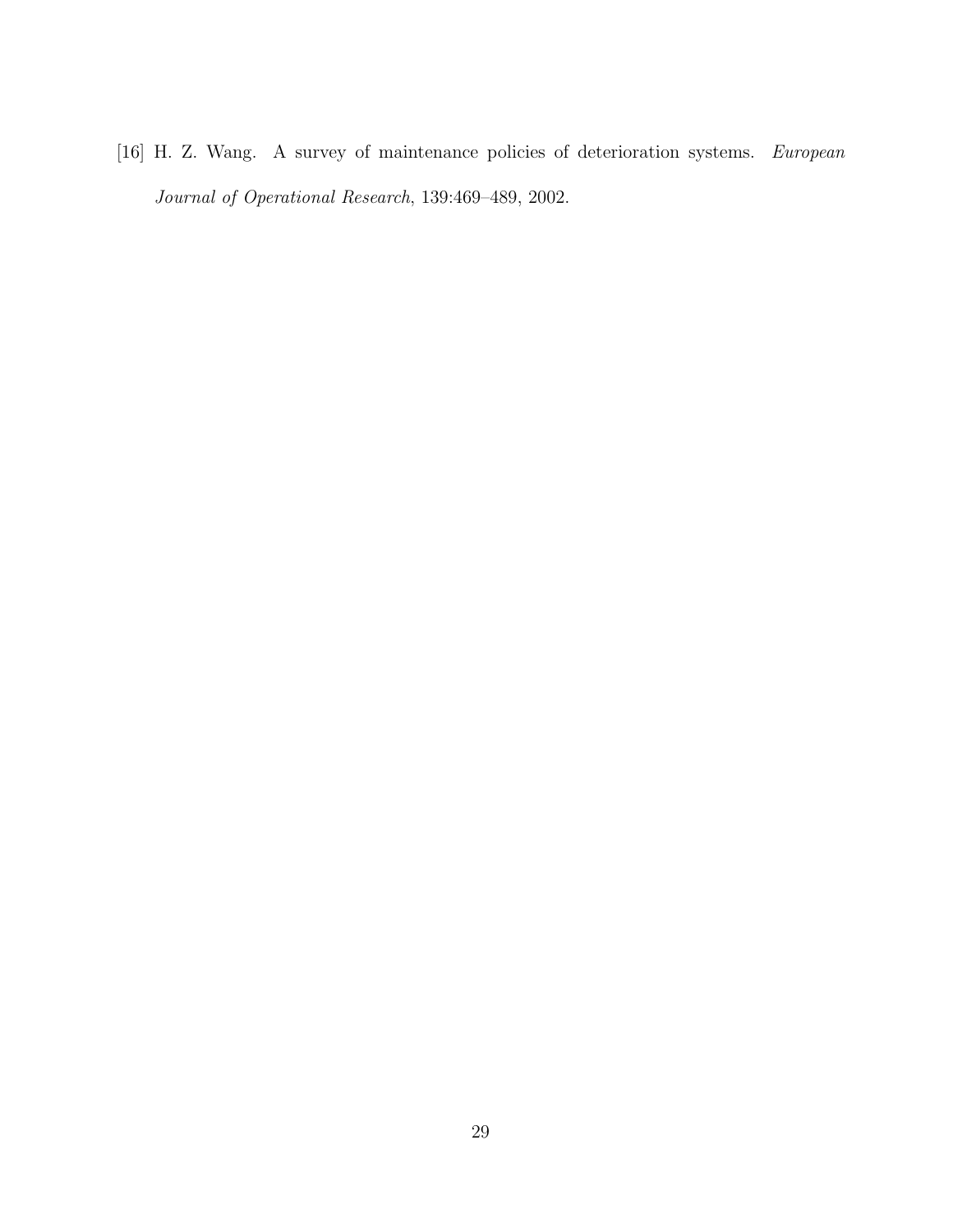[16] H. Z. Wang. A survey of maintenance policies of deterioration systems. *European Journal of Operational Research*, 139:469–489, 2002.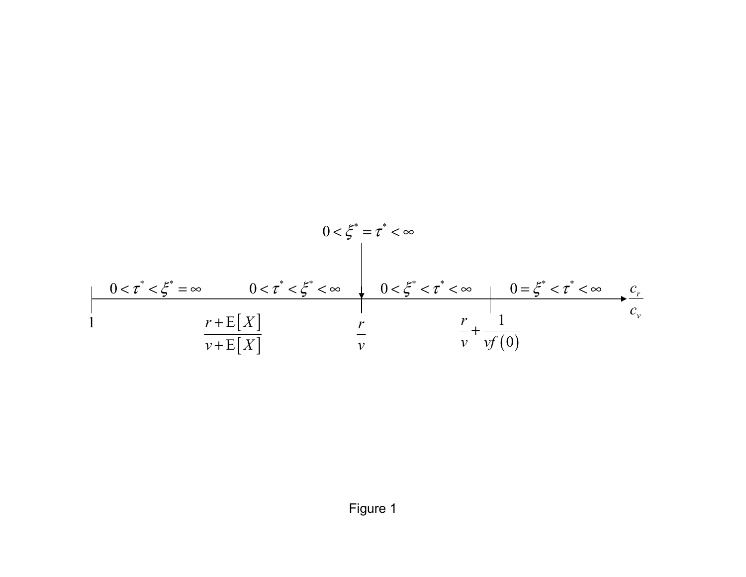$0 < \xi^* = \tau^* < \infty$

| $0 < \tau^* < \xi^* = \infty$ | $0 < \tau^* < \xi^* < \infty$ | $0 < \xi^* < \tau^* < \infty$ | $0 = \xi^* < \tau^* < \infty$ |
|---|---|---|---|

$1 \qquad \dfrac{r + \mathrm{E}[X]}{v + \mathrm{E}[X]} \qquad \dfrac{r}{v} \qquad \dfrac{r}{v} + \dfrac{1}{vf(0)} \qquad \dfrac{c_r}{c_v}$

Figure 1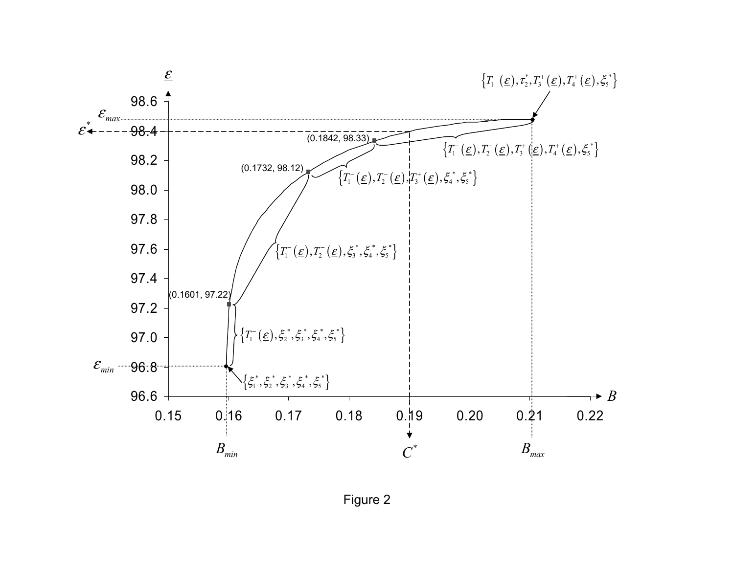$\varepsilon$

$\varepsilon_{max}$

$\varepsilon^*$

$\varepsilon_{min}$

98.6

98.4

98.2

98.0

97.8

97.6

97.4

97.2

97.0

96.8

96.6

0.15 0.16 0.17 0.18 0.19 0.20 0.21 0.22

$B$

$B_{min}$

$C^*$

$B_{max}$

$\left\{T_1^-(\underline{\varepsilon}), \tau_2^*, T_3^+(\underline{\varepsilon}), T_4^+(\underline{\varepsilon}), \xi_5^*\right\}$

(0.1842, 98.33)

$\left\{T_1^-(\underline{\varepsilon}), T_2^-(\underline{\varepsilon}), T_3^+(\underline{\varepsilon}), T_4^+(\underline{\varepsilon}), \xi_5^*\right\}$

(0.1732, 98.12)

$\left\{T_1^-(\underline{\varepsilon}), T_2^-(\underline{\varepsilon}), T_3^+(\underline{\varepsilon}), \xi_4^*, \xi_5^*\right\}$

$\left\{T_1^-(\underline{\varepsilon}), T_2^-(\underline{\varepsilon}), \xi_3^*, \xi_4^*, \xi_5^*\right\}$

(0.1601, 97.22)

$\left\{T_1^-(\underline{\varepsilon}), \xi_2^*, \xi_3^*, \xi_4^*, \xi_5^*\right\}$

$\left\{\xi_1^*, \xi_2^*, \xi_3^*, \xi_4^*, \xi_5^*\right\}$

Figure 2